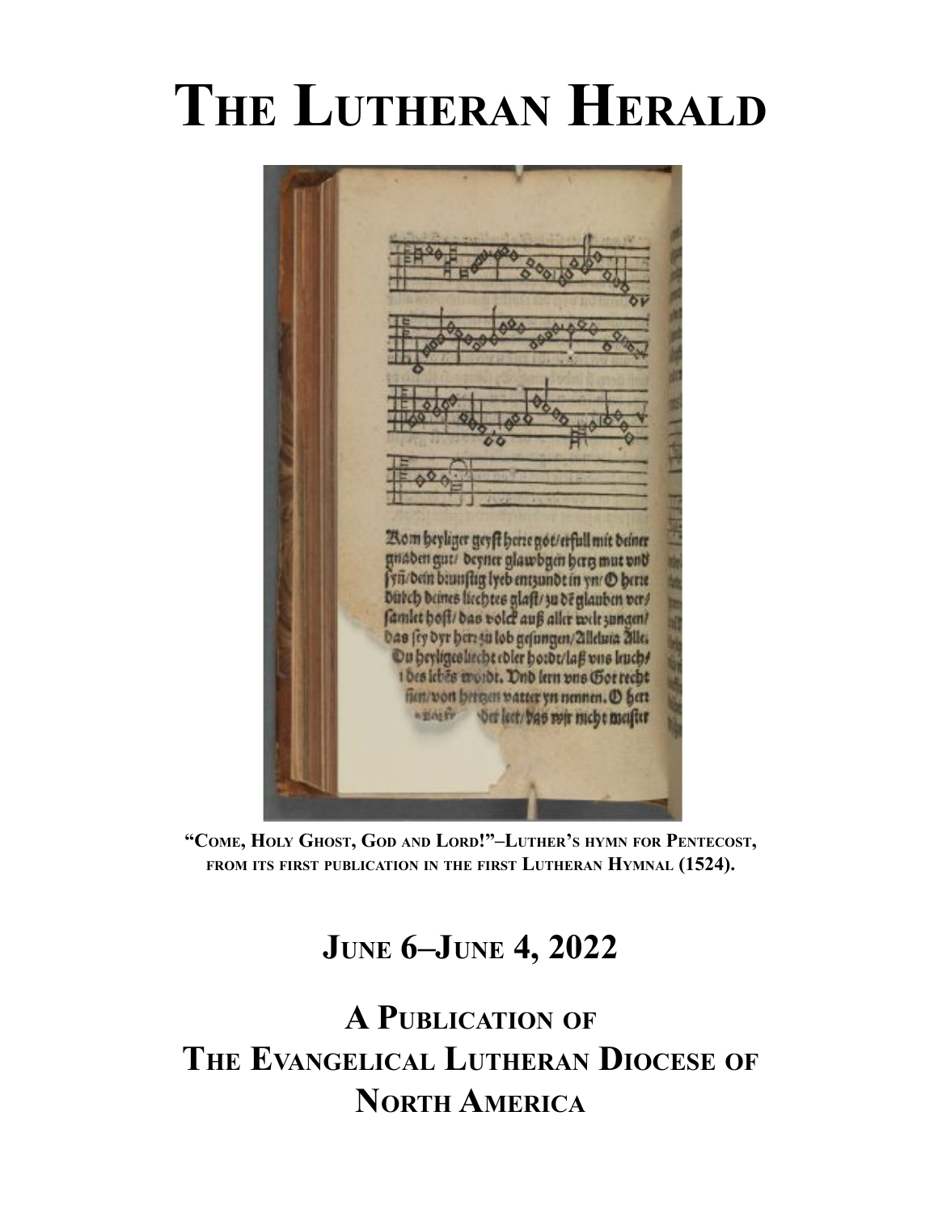# The Lutheran Herald

"Come, Holy Ghost, God and Lord!"–Luther's hymn for Pentecost, from its first publication in the first Lutheran Hymnal (1524).

## June 6–June 4, 2022

## A Publication of The Evangelical Lutheran Diocese of North America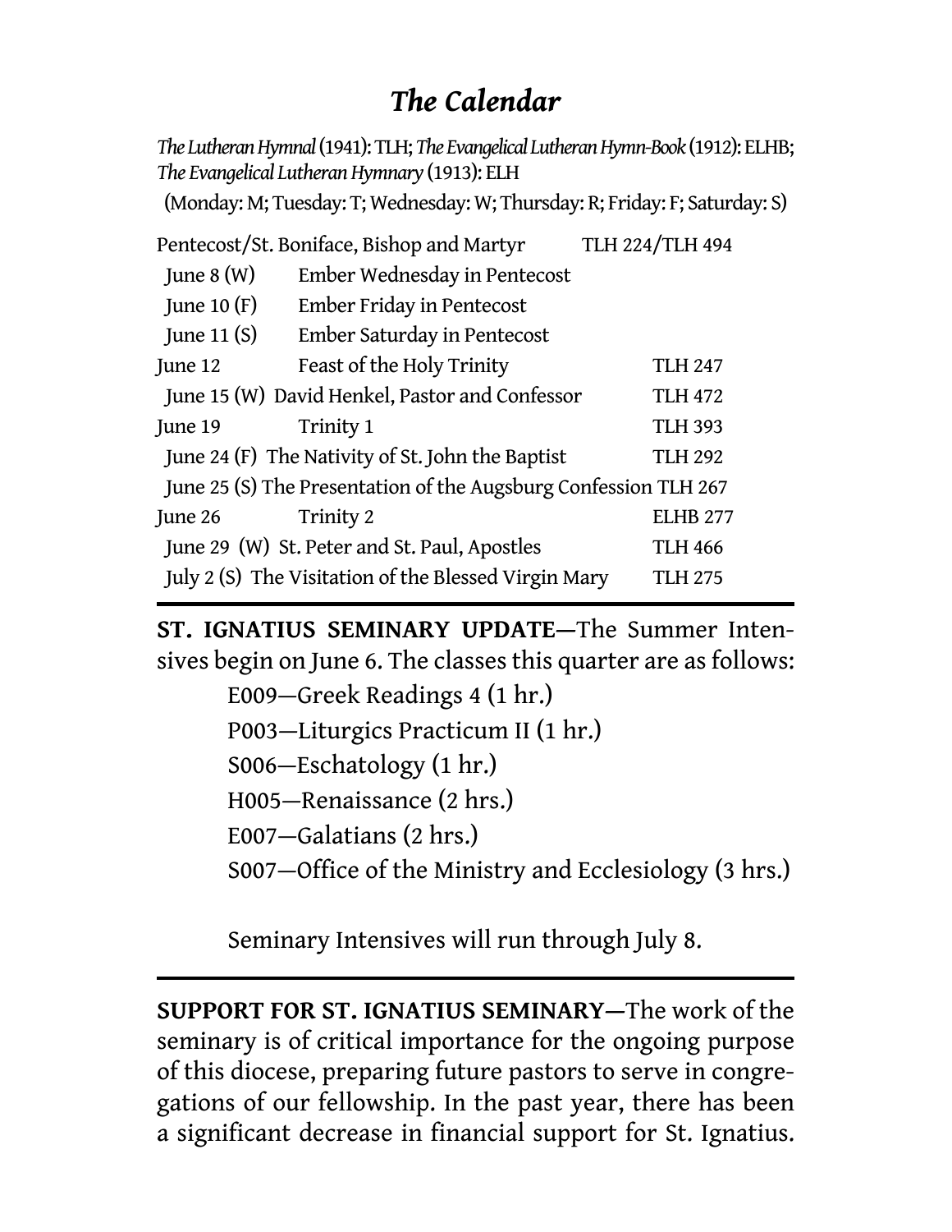# *The Calendar*

*The Lutheran Hymnal* (1941): TLH; *The Evangelical Lutheran Hymn-Book* (1912): ELHB; *The Evangelical Lutheran Hymnary* (1913): ELH

(Monday: M; Tuesday: T; Wednesday: W; Thursday: R; Friday: F; Saturday: S)

| Date | Observance | Hymn |
|---|---|---|
| Pentecost/St. Boniface, Bishop and Martyr | | TLH 224/TLH 494 |
| June 8 (W) | Ember Wednesday in Pentecost | |
| June 10 (F) | Ember Friday in Pentecost | |
| June 11 (S) | Ember Saturday in Pentecost | |
| June 12 | Feast of the Holy Trinity | TLH 247 |
| June 15 (W) | David Henkel, Pastor and Confessor | TLH 472 |
| June 19 | Trinity 1 | TLH 393 |
| June 24 (F) | The Nativity of St. John the Baptist | TLH 292 |
| June 25 (S) | The Presentation of the Augsburg Confession | TLH 267 |
| June 26 | Trinity 2 | ELHB 277 |
| June 29 (W) | St. Peter and St. Paul, Apostles | TLH 466 |
| July 2 (S) | The Visitation of the Blessed Virgin Mary | TLH 275 |

---

**ST. IGNATIUS SEMINARY UPDATE—**The Summer Intensives begin on June 6. The classes this quarter are as follows:

E009—Greek Readings 4 (1 hr.)
P003—Liturgics Practicum II (1 hr.)
S006—Eschatology (1 hr.)
H005—Renaissance (2 hrs.)
E007—Galatians (2 hrs.)
S007—Office of the Ministry and Ecclesiology (3 hrs.)

Seminary Intensives will run through July 8.

---

**SUPPORT FOR ST. IGNATIUS SEMINARY—**The work of the seminary is of critical importance for the ongoing purpose of this diocese, preparing future pastors to serve in congregations of our fellowship. In the past year, there has been a significant decrease in financial support for St. Ignatius.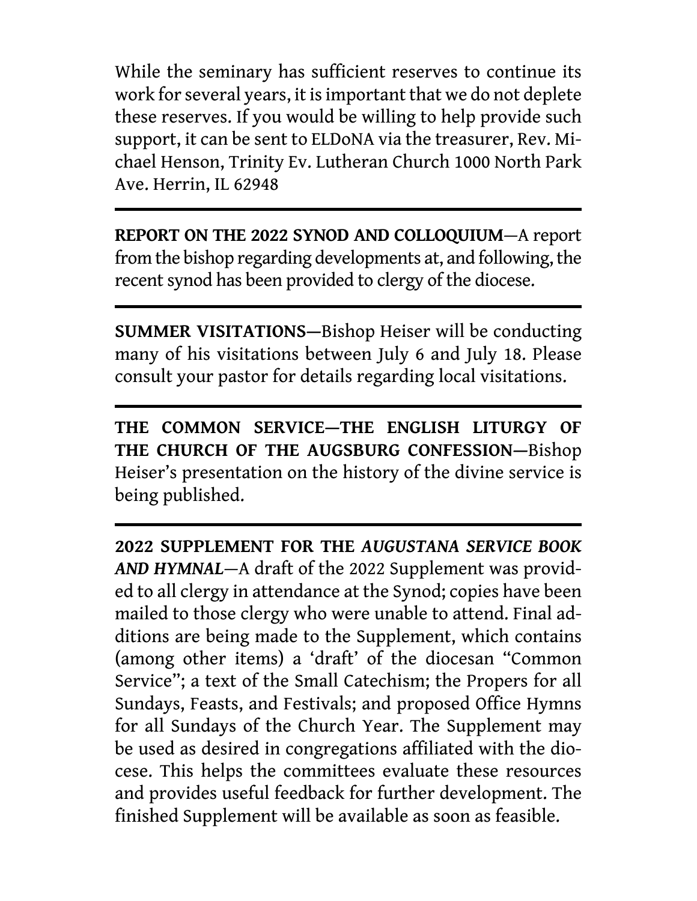While the seminary has sufficient reserves to continue its work for several years, it is important that we do not deplete these reserves. If you would be willing to help provide such support, it can be sent to ELDoNA via the treasurer, Rev. Michael Henson, Trinity Ev. Lutheran Church 1000 North Park Ave. Herrin, IL 62948

---

**REPORT ON THE 2022 SYNOD AND COLLOQUIUM**—A report from the bishop regarding developments at, and following, the recent synod has been provided to clergy of the diocese.

---

**SUMMER VISITATIONS—**Bishop Heiser will be conducting many of his visitations between July 6 and July 18. Please consult your pastor for details regarding local visitations.

---

**THE COMMON SERVICE—THE ENGLISH LITURGY OF THE CHURCH OF THE AUGSBURG CONFESSION—**Bishop Heiser's presentation on the history of the divine service is being published.

---

**2022 SUPPLEMENT FOR THE *AUGUSTANA SERVICE BOOK AND HYMNAL***—A draft of the 2022 Supplement was provided to all clergy in attendance at the Synod; copies have been mailed to those clergy who were unable to attend. Final additions are being made to the Supplement, which contains (among other items) a 'draft' of the diocesan "Common Service"; a text of the Small Catechism; the Propers for all Sundays, Feasts, and Festivals; and proposed Office Hymns for all Sundays of the Church Year. The Supplement may be used as desired in congregations affiliated with the diocese. This helps the committees evaluate these resources and provides useful feedback for further development. The finished Supplement will be available as soon as feasible.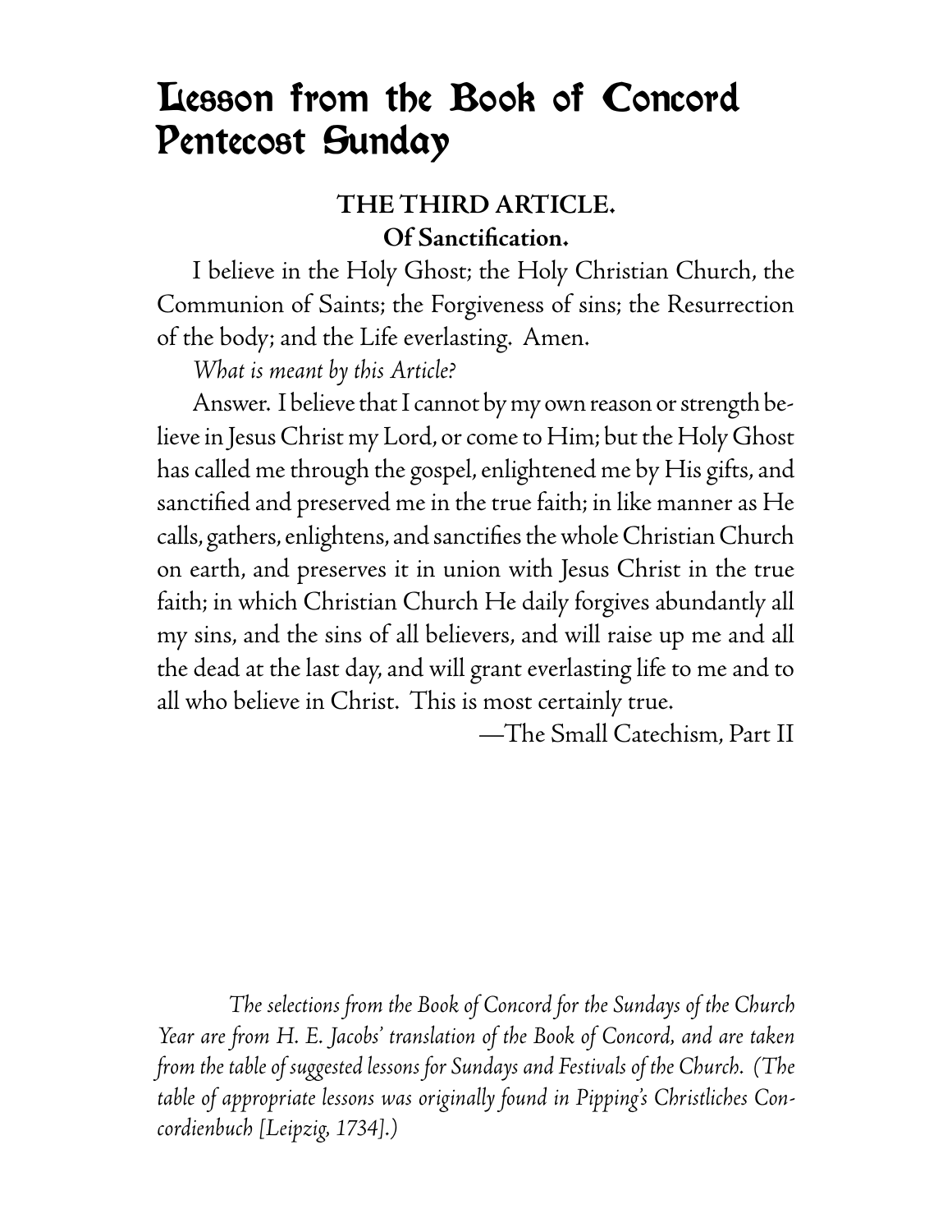# Lesson from the Book of Concord Pentecost Sunday

### THE THIRD ARTICLE.
### Of Sanctification.

I believe in the Holy Ghost; the Holy Christian Church, the Communion of Saints; the Forgiveness of sins; the Resurrection of the body; and the Life everlasting. Amen.

*What is meant by this Article?*

Answer. I believe that I cannot by my own reason or strength believe in Jesus Christ my Lord, or come to Him; but the Holy Ghost has called me through the gospel, enlightened me by His gifts, and sanctified and preserved me in the true faith; in like manner as He calls, gathers, enlightens, and sanctifies the whole Christian Church on earth, and preserves it in union with Jesus Christ in the true faith; in which Christian Church He daily forgives abundantly all my sins, and the sins of all believers, and will raise up me and all the dead at the last day, and will grant everlasting life to me and to all who believe in Christ. This is most certainly true.

—The Small Catechism, Part II

*The selections from the Book of Concord for the Sundays of the Church Year are from H. E. Jacobs' translation of the Book of Concord, and are taken from the table of suggested lessons for Sundays and Festivals of the Church. (The table of appropriate lessons was originally found in Pipping's Christliches Concordienbuch [Leipzig, 1734].)*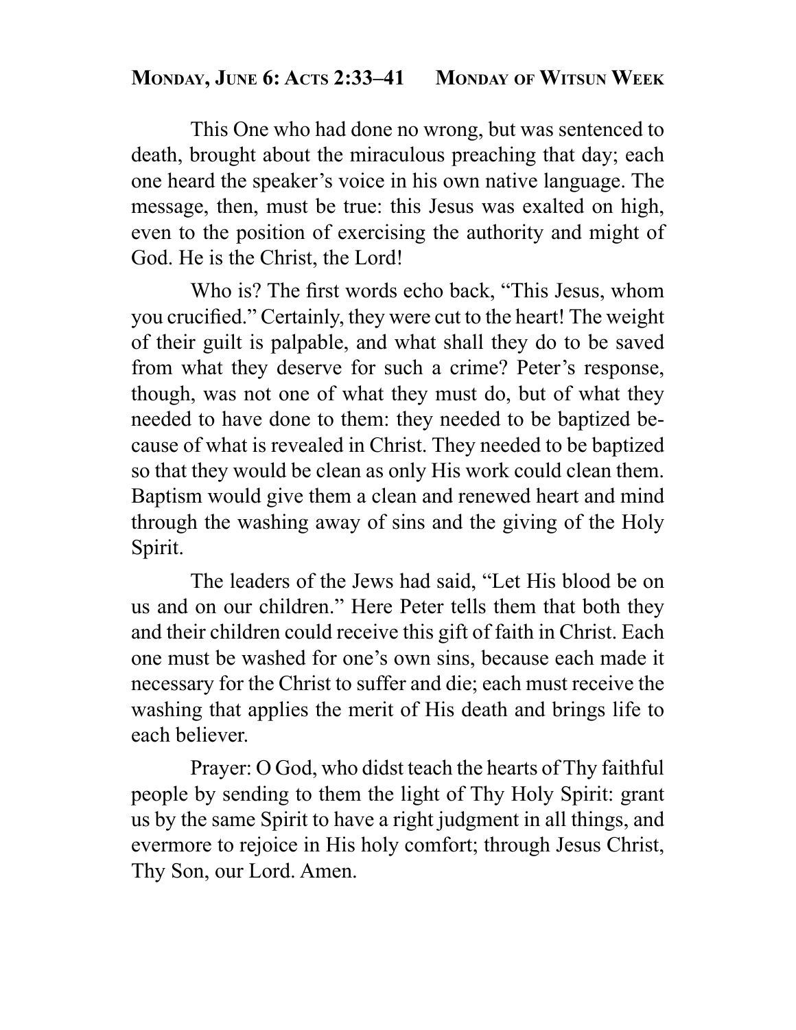## Monday, June 6: Acts 2:33–41 — Monday of Witsun Week

This One who had done no wrong, but was sentenced to death, brought about the miraculous preaching that day; each one heard the speaker's voice in his own native language. The message, then, must be true: this Jesus was exalted on high, even to the position of exercising the authority and might of God. He is the Christ, the Lord!

Who is? The first words echo back, "This Jesus, whom you crucified." Certainly, they were cut to the heart! The weight of their guilt is palpable, and what shall they do to be saved from what they deserve for such a crime? Peter's response, though, was not one of what they must do, but of what they needed to have done to them: they needed to be baptized because of what is revealed in Christ. They needed to be baptized so that they would be clean as only His work could clean them. Baptism would give them a clean and renewed heart and mind through the washing away of sins and the giving of the Holy Spirit.

The leaders of the Jews had said, "Let His blood be on us and on our children." Here Peter tells them that both they and their children could receive this gift of faith in Christ. Each one must be washed for one's own sins, because each made it necessary for the Christ to suffer and die; each must receive the washing that applies the merit of His death and brings life to each believer.

Prayer: O God, who didst teach the hearts of Thy faithful people by sending to them the light of Thy Holy Spirit: grant us by the same Spirit to have a right judgment in all things, and evermore to rejoice in His holy comfort; through Jesus Christ, Thy Son, our Lord. Amen.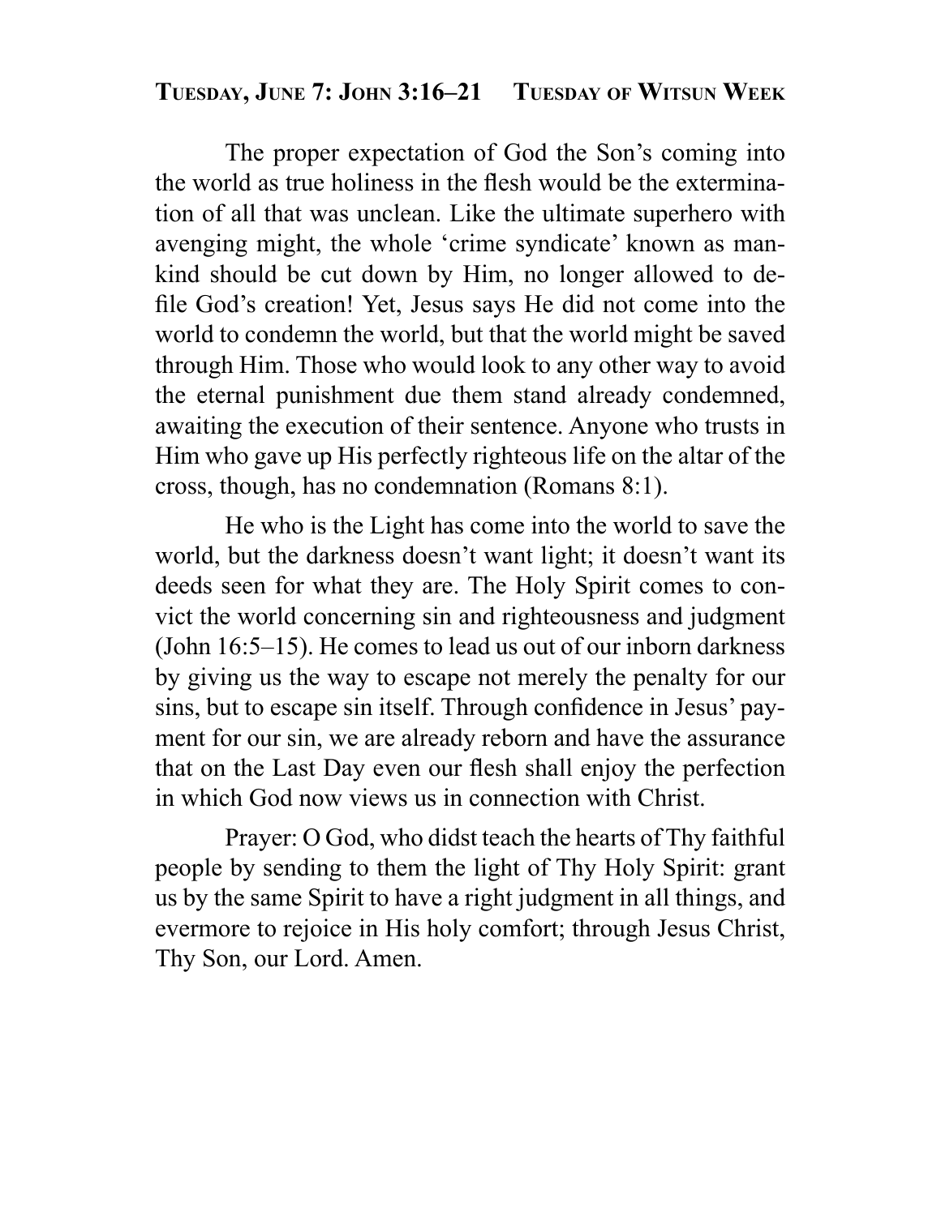## TUESDAY, JUNE 7: JOHN 3:16–21     TUESDAY OF WITSUN WEEK

The proper expectation of God the Son's coming into the world as true holiness in the flesh would be the extermination of all that was unclean. Like the ultimate superhero with avenging might, the whole 'crime syndicate' known as mankind should be cut down by Him, no longer allowed to defile God's creation! Yet, Jesus says He did not come into the world to condemn the world, but that the world might be saved through Him. Those who would look to any other way to avoid the eternal punishment due them stand already condemned, awaiting the execution of their sentence. Anyone who trusts in Him who gave up His perfectly righteous life on the altar of the cross, though, has no condemnation (Romans 8:1).

He who is the Light has come into the world to save the world, but the darkness doesn't want light; it doesn't want its deeds seen for what they are. The Holy Spirit comes to convict the world concerning sin and righteousness and judgment (John 16:5–15). He comes to lead us out of our inborn darkness by giving us the way to escape not merely the penalty for our sins, but to escape sin itself. Through confidence in Jesus' payment for our sin, we are already reborn and have the assurance that on the Last Day even our flesh shall enjoy the perfection in which God now views us in connection with Christ.

Prayer: O God, who didst teach the hearts of Thy faithful people by sending to them the light of Thy Holy Spirit: grant us by the same Spirit to have a right judgment in all things, and evermore to rejoice in His holy comfort; through Jesus Christ, Thy Son, our Lord. Amen.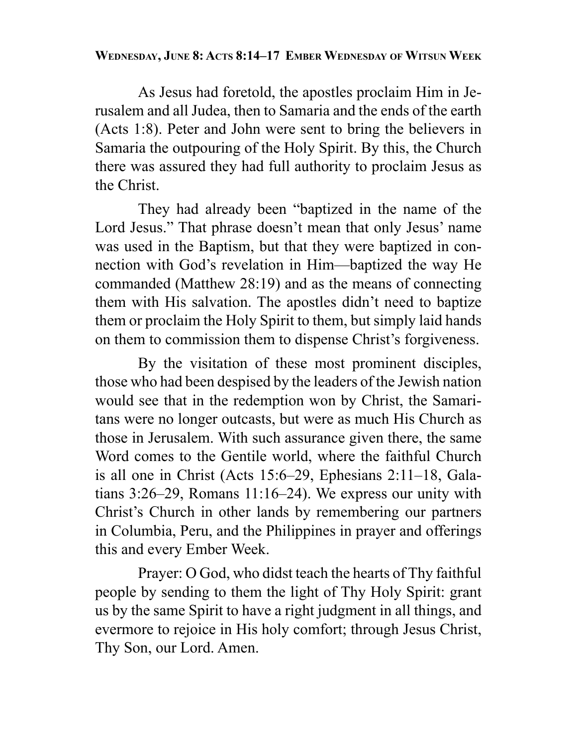**Wednesday, June 8: Acts 8:14–17 Ember Wednesday of Witsun Week**

As Jesus had foretold, the apostles proclaim Him in Jerusalem and all Judea, then to Samaria and the ends of the earth (Acts 1:8). Peter and John were sent to bring the believers in Samaria the outpouring of the Holy Spirit. By this, the Church there was assured they had full authority to proclaim Jesus as the Christ.

They had already been "baptized in the name of the Lord Jesus." That phrase doesn't mean that only Jesus' name was used in the Baptism, but that they were baptized in connection with God's revelation in Him—baptized the way He commanded (Matthew 28:19) and as the means of connecting them with His salvation. The apostles didn't need to baptize them or proclaim the Holy Spirit to them, but simply laid hands on them to commission them to dispense Christ's forgiveness.

By the visitation of these most prominent disciples, those who had been despised by the leaders of the Jewish nation would see that in the redemption won by Christ, the Samaritans were no longer outcasts, but were as much His Church as those in Jerusalem. With such assurance given there, the same Word comes to the Gentile world, where the faithful Church is all one in Christ (Acts 15:6–29, Ephesians 2:11–18, Galatians 3:26–29, Romans 11:16–24). We express our unity with Christ's Church in other lands by remembering our partners in Columbia, Peru, and the Philippines in prayer and offerings this and every Ember Week.

Prayer: O God, who didst teach the hearts of Thy faithful people by sending to them the light of Thy Holy Spirit: grant us by the same Spirit to have a right judgment in all things, and evermore to rejoice in His holy comfort; through Jesus Christ, Thy Son, our Lord. Amen.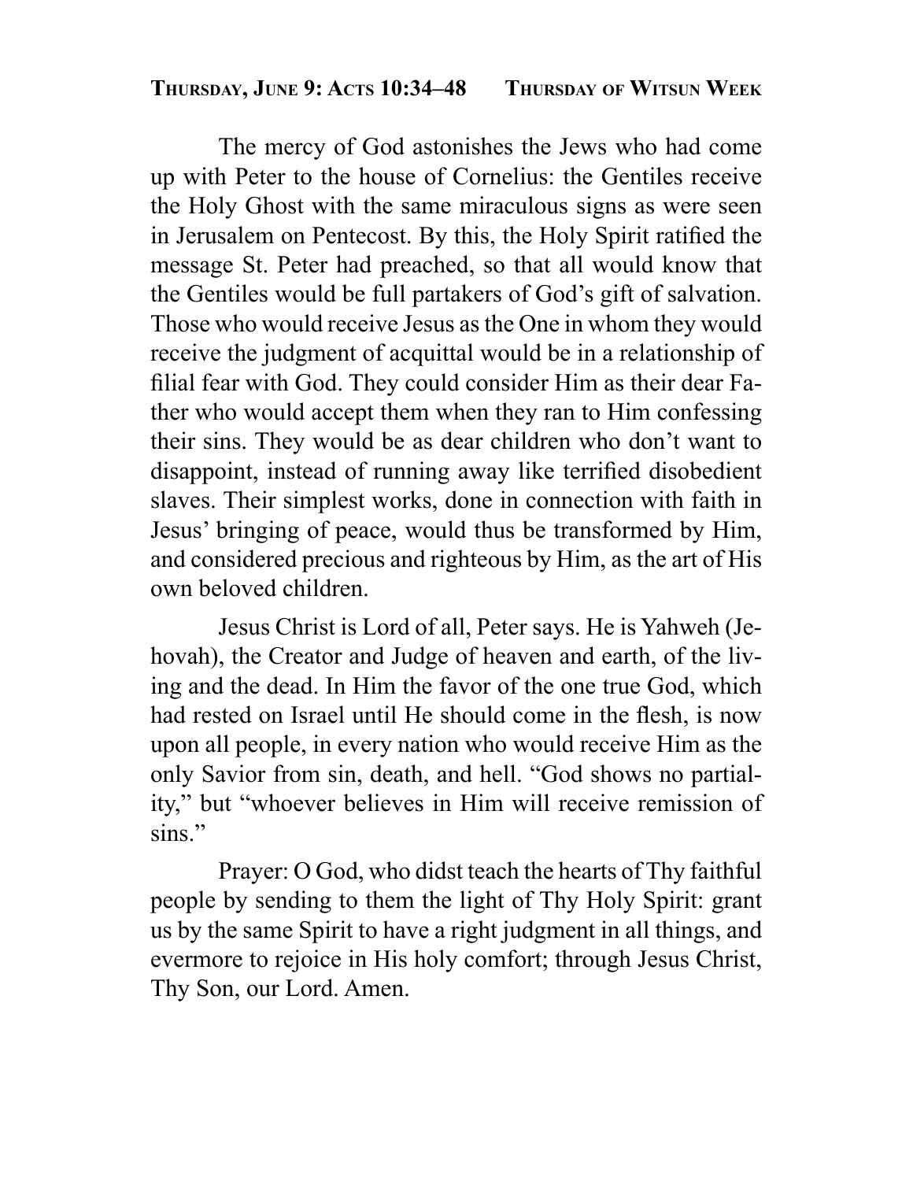## Thursday, June 9: Acts 10:34–48 Thursday of Witsun Week

The mercy of God astonishes the Jews who had come up with Peter to the house of Cornelius: the Gentiles receive the Holy Ghost with the same miraculous signs as were seen in Jerusalem on Pentecost. By this, the Holy Spirit ratified the message St. Peter had preached, so that all would know that the Gentiles would be full partakers of God's gift of salvation. Those who would receive Jesus as the One in whom they would receive the judgment of acquittal would be in a relationship of filial fear with God. They could consider Him as their dear Father who would accept them when they ran to Him confessing their sins. They would be as dear children who don't want to disappoint, instead of running away like terrified disobedient slaves. Their simplest works, done in connection with faith in Jesus' bringing of peace, would thus be transformed by Him, and considered precious and righteous by Him, as the art of His own beloved children.

Jesus Christ is Lord of all, Peter says. He is Yahweh (Jehovah), the Creator and Judge of heaven and earth, of the living and the dead. In Him the favor of the one true God, which had rested on Israel until He should come in the flesh, is now upon all people, in every nation who would receive Him as the only Savior from sin, death, and hell. "God shows no partiality," but "whoever believes in Him will receive remission of sins."

Prayer: O God, who didst teach the hearts of Thy faithful people by sending to them the light of Thy Holy Spirit: grant us by the same Spirit to have a right judgment in all things, and evermore to rejoice in His holy comfort; through Jesus Christ, Thy Son, our Lord. Amen.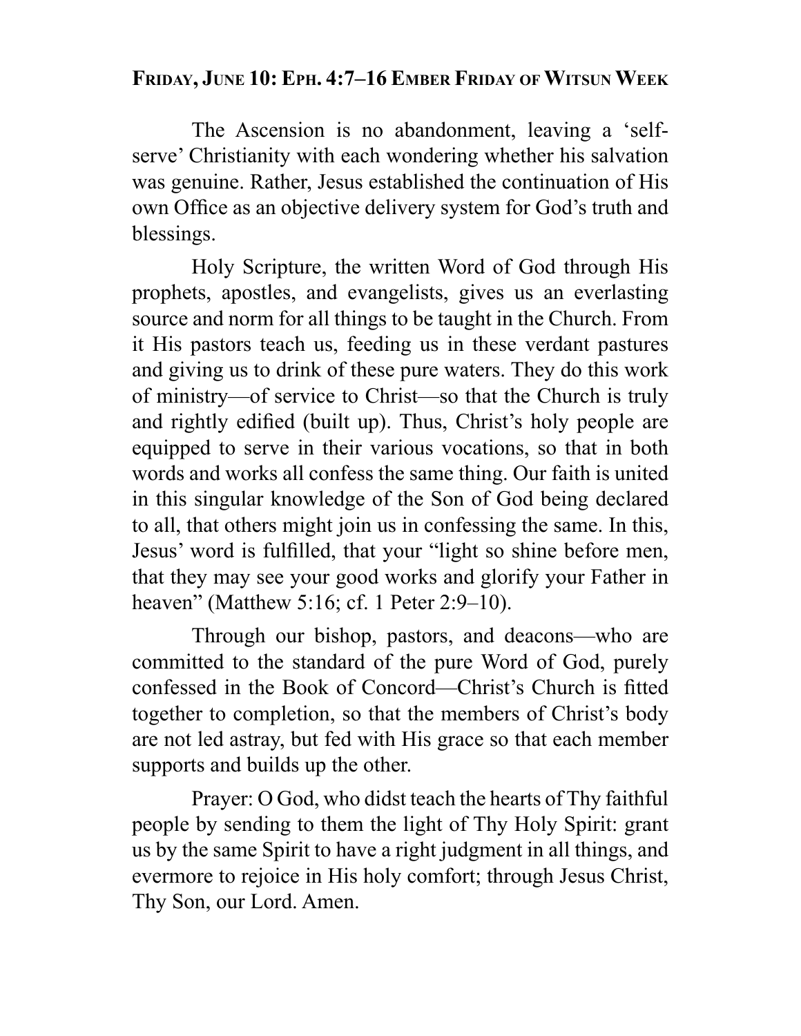## Friday, June 10: Eph. 4:7–16 Ember Friday of Witsun Week

The Ascension is no abandonment, leaving a 'self-serve' Christianity with each wondering whether his salvation was genuine. Rather, Jesus established the continuation of His own Office as an objective delivery system for God's truth and blessings.

Holy Scripture, the written Word of God through His prophets, apostles, and evangelists, gives us an everlasting source and norm for all things to be taught in the Church. From it His pastors teach us, feeding us in these verdant pastures and giving us to drink of these pure waters. They do this work of ministry—of service to Christ—so that the Church is truly and rightly edified (built up). Thus, Christ's holy people are equipped to serve in their various vocations, so that in both words and works all confess the same thing. Our faith is united in this singular knowledge of the Son of God being declared to all, that others might join us in confessing the same. In this, Jesus' word is fulfilled, that your "light so shine before men, that they may see your good works and glorify your Father in heaven" (Matthew 5:16; cf. 1 Peter 2:9–10).

Through our bishop, pastors, and deacons—who are committed to the standard of the pure Word of God, purely confessed in the Book of Concord—Christ's Church is fitted together to completion, so that the members of Christ's body are not led astray, but fed with His grace so that each member supports and builds up the other.

Prayer: O God, who didst teach the hearts of Thy faithful people by sending to them the light of Thy Holy Spirit: grant us by the same Spirit to have a right judgment in all things, and evermore to rejoice in His holy comfort; through Jesus Christ, Thy Son, our Lord. Amen.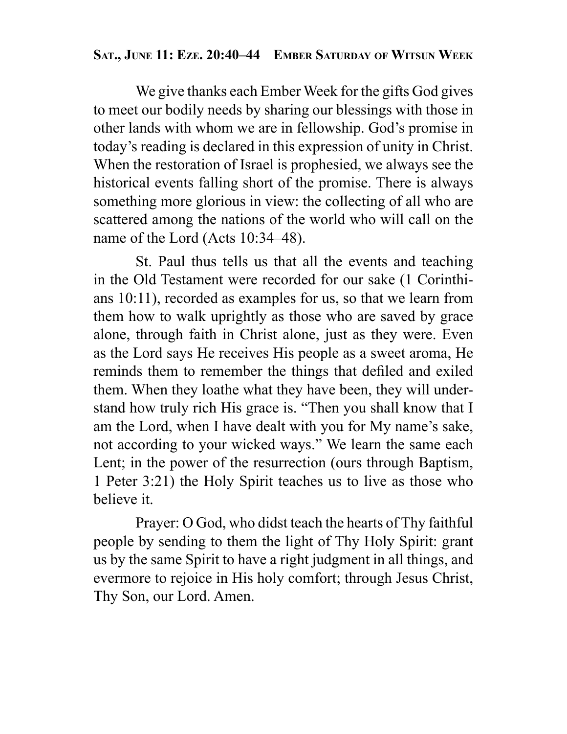**Sat., June 11: Eze. 20:40–44 Ember Saturday of Witsun Week**

We give thanks each Ember Week for the gifts God gives to meet our bodily needs by sharing our blessings with those in other lands with whom we are in fellowship. God's promise in today's reading is declared in this expression of unity in Christ. When the restoration of Israel is prophesied, we always see the historical events falling short of the promise. There is always something more glorious in view: the collecting of all who are scattered among the nations of the world who will call on the name of the Lord (Acts 10:34–48).

St. Paul thus tells us that all the events and teaching in the Old Testament were recorded for our sake (1 Corinthians 10:11), recorded as examples for us, so that we learn from them how to walk uprightly as those who are saved by grace alone, through faith in Christ alone, just as they were. Even as the Lord says He receives His people as a sweet aroma, He reminds them to remember the things that defiled and exiled them. When they loathe what they have been, they will understand how truly rich His grace is. "Then you shall know that I am the Lord, when I have dealt with you for My name's sake, not according to your wicked ways." We learn the same each Lent; in the power of the resurrection (ours through Baptism, 1 Peter 3:21) the Holy Spirit teaches us to live as those who believe it.

Prayer: O God, who didst teach the hearts of Thy faithful people by sending to them the light of Thy Holy Spirit: grant us by the same Spirit to have a right judgment in all things, and evermore to rejoice in His holy comfort; through Jesus Christ, Thy Son, our Lord. Amen.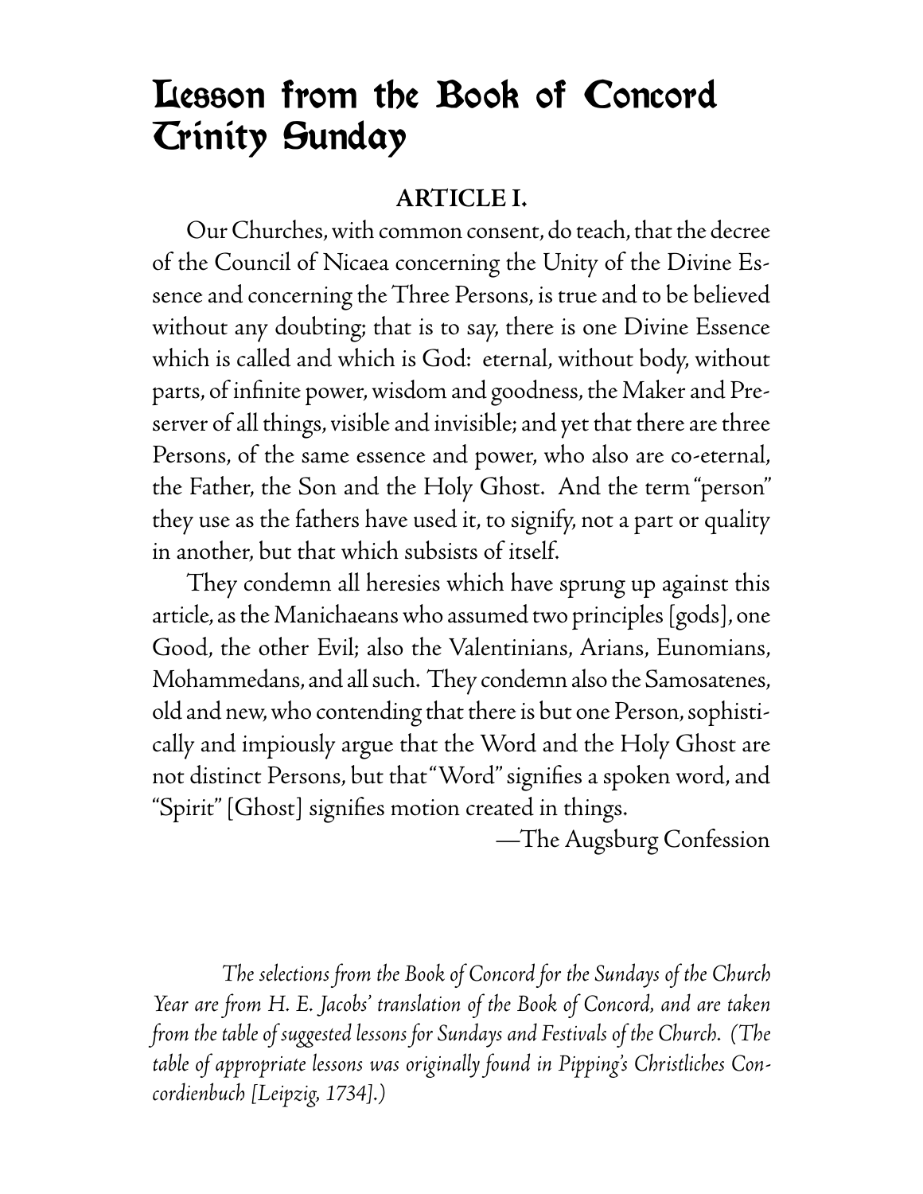# Lesson from the Book of Concord
# Trinity Sunday

**ARTICLE I.**

Our Churches, with common consent, do teach, that the decree of the Council of Nicaea concerning the Unity of the Divine Essence and concerning the Three Persons, is true and to be believed without any doubting; that is to say, there is one Divine Essence which is called and which is God: eternal, without body, without parts, of infinite power, wisdom and goodness, the Maker and Preserver of all things, visible and invisible; and yet that there are three Persons, of the same essence and power, who also are co-eternal, the Father, the Son and the Holy Ghost. And the term "person" they use as the fathers have used it, to signify, not a part or quality in another, but that which subsists of itself.

They condemn all heresies which have sprung up against this article, as the Manichaeans who assumed two principles [gods], one Good, the other Evil; also the Valentinians, Arians, Eunomians, Mohammedans, and all such. They condemn also the Samosatenes, old and new, who contending that there is but one Person, sophistically and impiously argue that the Word and the Holy Ghost are not distinct Persons, but that "Word" signifies a spoken word, and "Spirit" [Ghost] signifies motion created in things.

—The Augsburg Confession

*The selections from the Book of Concord for the Sundays of the Church Year are from H. E. Jacobs' translation of the Book of Concord, and are taken from the table of suggested lessons for Sundays and Festivals of the Church. (The table of appropriate lessons was originally found in Pipping's Christliches Concordienbuch [Leipzig, 1734].)*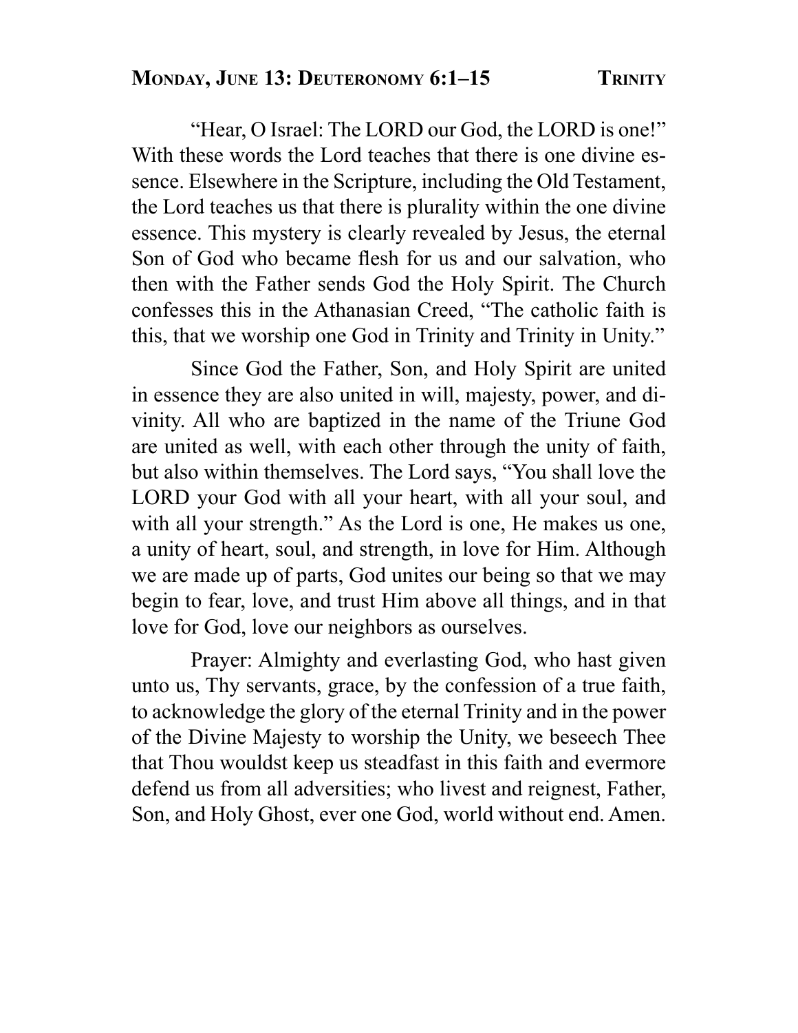## Monday, June 13: Deuteronomy 6:1–15 — Trinity

"Hear, O Israel: The LORD our God, the LORD is one!" With these words the Lord teaches that there is one divine essence. Elsewhere in the Scripture, including the Old Testament, the Lord teaches us that there is plurality within the one divine essence. This mystery is clearly revealed by Jesus, the eternal Son of God who became flesh for us and our salvation, who then with the Father sends God the Holy Spirit. The Church confesses this in the Athanasian Creed, "The catholic faith is this, that we worship one God in Trinity and Trinity in Unity."

Since God the Father, Son, and Holy Spirit are united in essence they are also united in will, majesty, power, and divinity. All who are baptized in the name of the Triune God are united as well, with each other through the unity of faith, but also within themselves. The Lord says, "You shall love the LORD your God with all your heart, with all your soul, and with all your strength." As the Lord is one, He makes us one, a unity of heart, soul, and strength, in love for Him. Although we are made up of parts, God unites our being so that we may begin to fear, love, and trust Him above all things, and in that love for God, love our neighbors as ourselves.

Prayer: Almighty and everlasting God, who hast given unto us, Thy servants, grace, by the confession of a true faith, to acknowledge the glory of the eternal Trinity and in the power of the Divine Majesty to worship the Unity, we beseech Thee that Thou wouldst keep us steadfast in this faith and evermore defend us from all adversities; who livest and reignest, Father, Son, and Holy Ghost, ever one God, world without end. Amen.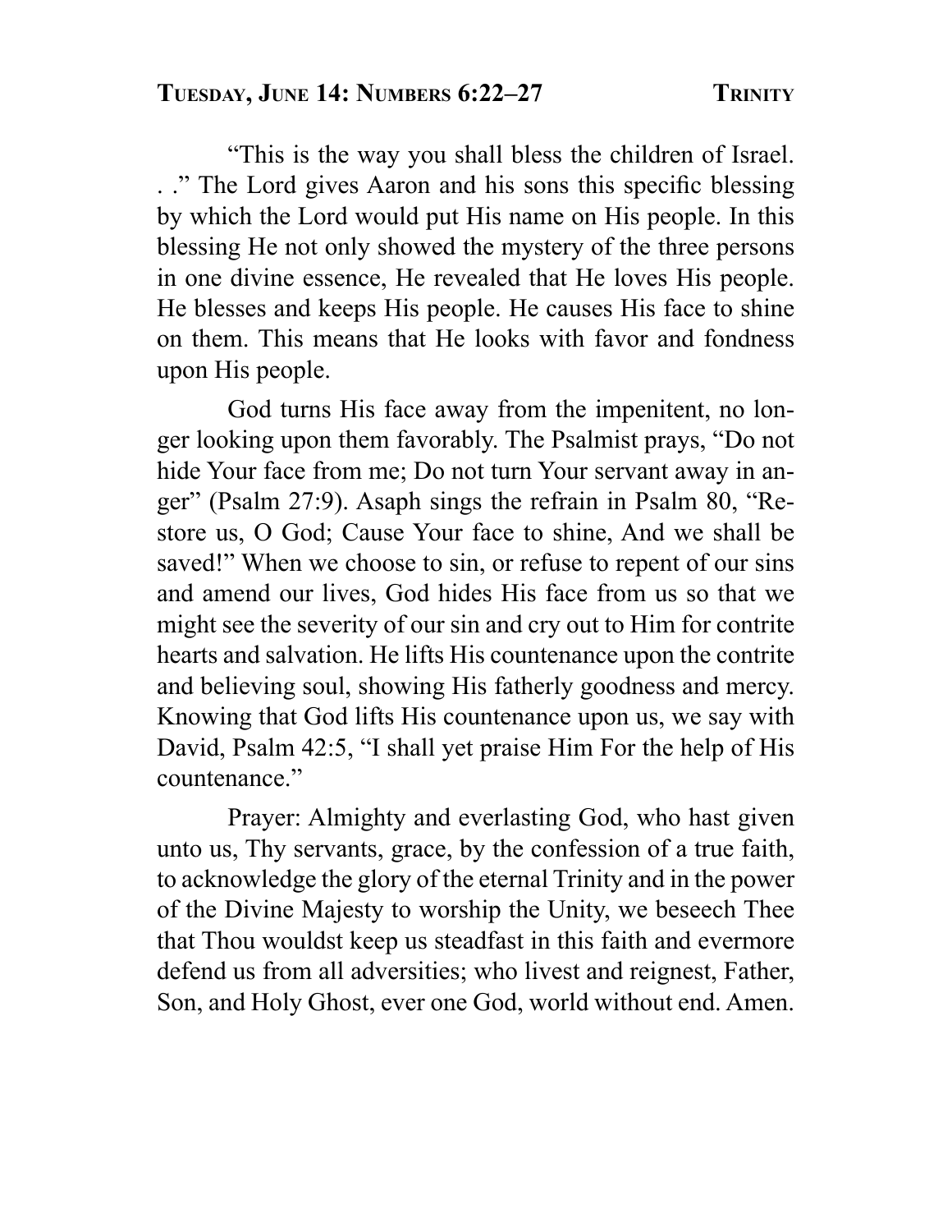**Tuesday, June 14: Numbers 6:22–27** **Trinity**

"This is the way you shall bless the children of Israel. . ." The Lord gives Aaron and his sons this specific blessing by which the Lord would put His name on His people. In this blessing He not only showed the mystery of the three persons in one divine essence, He revealed that He loves His people. He blesses and keeps His people. He causes His face to shine on them. This means that He looks with favor and fondness upon His people.

God turns His face away from the impenitent, no longer looking upon them favorably. The Psalmist prays, "Do not hide Your face from me; Do not turn Your servant away in anger" (Psalm 27:9). Asaph sings the refrain in Psalm 80, "Restore us, O God; Cause Your face to shine, And we shall be saved!" When we choose to sin, or refuse to repent of our sins and amend our lives, God hides His face from us so that we might see the severity of our sin and cry out to Him for contrite hearts and salvation. He lifts His countenance upon the contrite and believing soul, showing His fatherly goodness and mercy. Knowing that God lifts His countenance upon us, we say with David, Psalm 42:5, "I shall yet praise Him For the help of His countenance."

Prayer: Almighty and everlasting God, who hast given unto us, Thy servants, grace, by the confession of a true faith, to acknowledge the glory of the eternal Trinity and in the power of the Divine Majesty to worship the Unity, we beseech Thee that Thou wouldst keep us steadfast in this faith and evermore defend us from all adversities; who livest and reignest, Father, Son, and Holy Ghost, ever one God, world without end. Amen.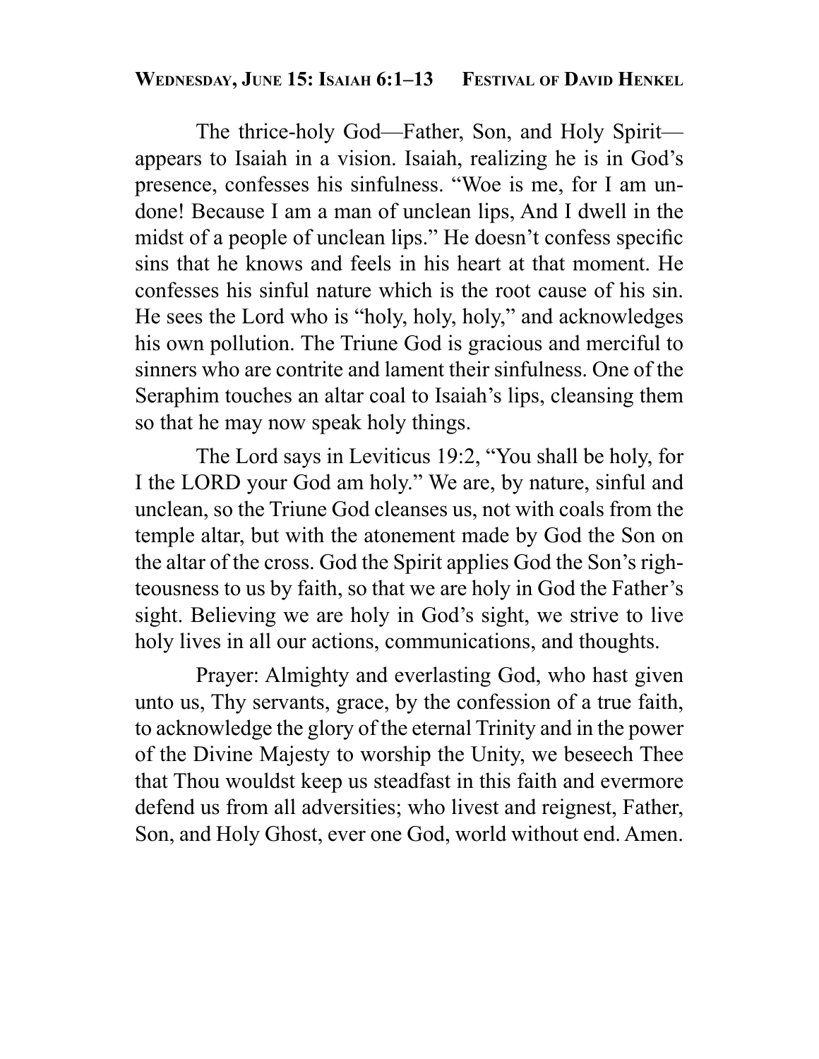**Wednesday, June 15: Isaiah 6:1–13 Festival of David Henkel**

The thrice-holy God—Father, Son, and Holy Spirit—appears to Isaiah in a vision. Isaiah, realizing he is in God's presence, confesses his sinfulness. "Woe is me, for I am undone! Because I am a man of unclean lips, And I dwell in the midst of a people of unclean lips." He doesn't confess specific sins that he knows and feels in his heart at that moment. He confesses his sinful nature which is the root cause of his sin. He sees the Lord who is "holy, holy, holy," and acknowledges his own pollution. The Triune God is gracious and merciful to sinners who are contrite and lament their sinfulness. One of the Seraphim touches an altar coal to Isaiah's lips, cleansing them so that he may now speak holy things.

The Lord says in Leviticus 19:2, "You shall be holy, for I the LORD your God am holy." We are, by nature, sinful and unclean, so the Triune God cleanses us, not with coals from the temple altar, but with the atonement made by God the Son on the altar of the cross. God the Spirit applies God the Son's righteousness to us by faith, so that we are holy in God the Father's sight. Believing we are holy in God's sight, we strive to live holy lives in all our actions, communications, and thoughts.

Prayer: Almighty and everlasting God, who hast given unto us, Thy servants, grace, by the confession of a true faith, to acknowledge the glory of the eternal Trinity and in the power of the Divine Majesty to worship the Unity, we beseech Thee that Thou wouldst keep us steadfast in this faith and evermore defend us from all adversities; who livest and reignest, Father, Son, and Holy Ghost, ever one God, world without end. Amen.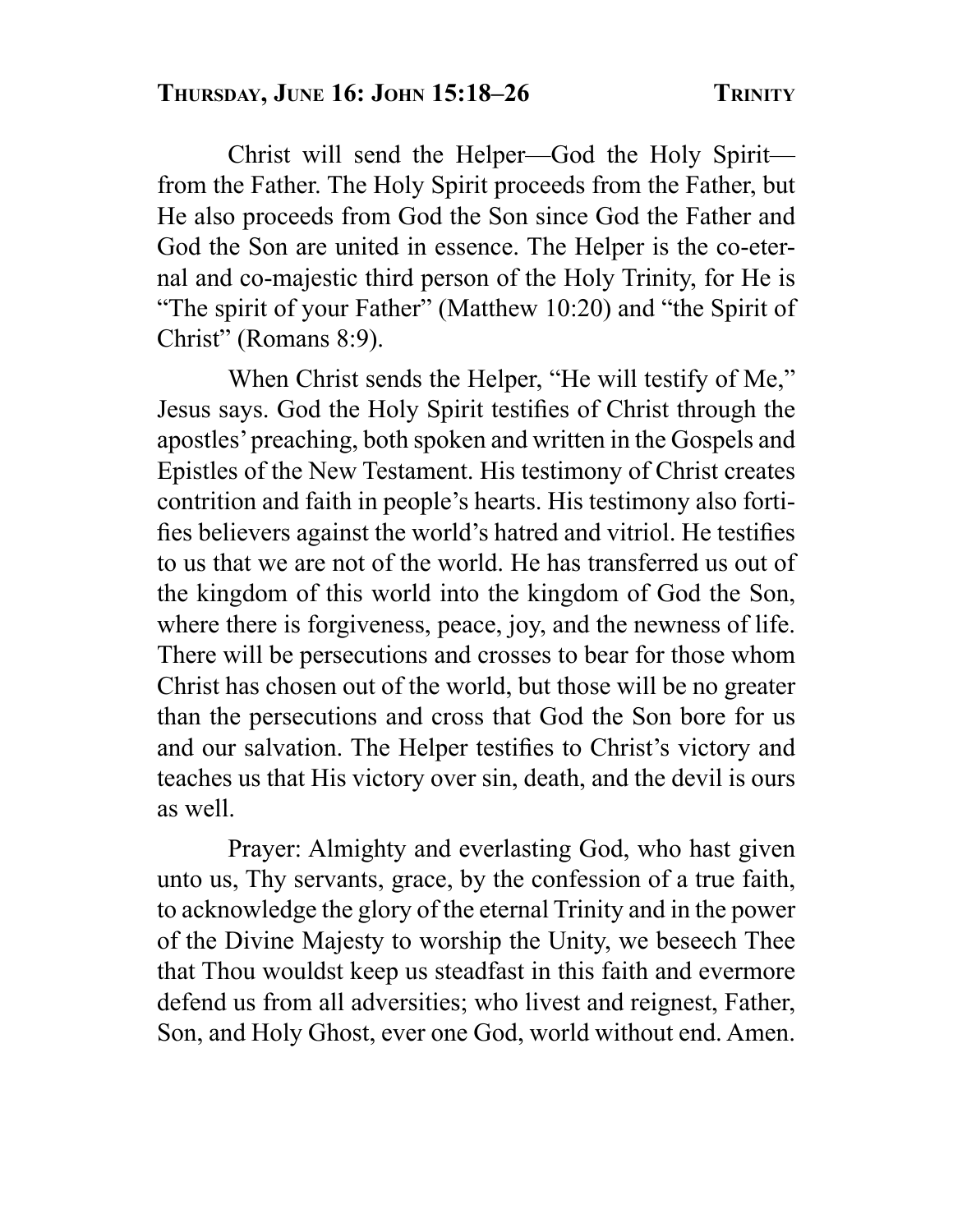## Thursday, June 16: John 15:18–26

Christ will send the Helper—God the Holy Spirit—from the Father. The Holy Spirit proceeds from the Father, but He also proceeds from God the Son since God the Father and God the Son are united in essence. The Helper is the co-eternal and co-majestic third person of the Holy Trinity, for He is "The spirit of your Father" (Matthew 10:20) and "the Spirit of Christ" (Romans 8:9).

When Christ sends the Helper, "He will testify of Me," Jesus says. God the Holy Spirit testifies of Christ through the apostles' preaching, both spoken and written in the Gospels and Epistles of the New Testament. His testimony of Christ creates contrition and faith in people's hearts. His testimony also fortifies believers against the world's hatred and vitriol. He testifies to us that we are not of the world. He has transferred us out of the kingdom of this world into the kingdom of God the Son, where there is forgiveness, peace, joy, and the newness of life. There will be persecutions and crosses to bear for those whom Christ has chosen out of the world, but those will be no greater than the persecutions and cross that God the Son bore for us and our salvation. The Helper testifies to Christ's victory and teaches us that His victory over sin, death, and the devil is ours as well.

Prayer: Almighty and everlasting God, who hast given unto us, Thy servants, grace, by the confession of a true faith, to acknowledge the glory of the eternal Trinity and in the power of the Divine Majesty to worship the Unity, we beseech Thee that Thou wouldst keep us steadfast in this faith and evermore defend us from all adversities; who livest and reignest, Father, Son, and Holy Ghost, ever one God, world without end. Amen.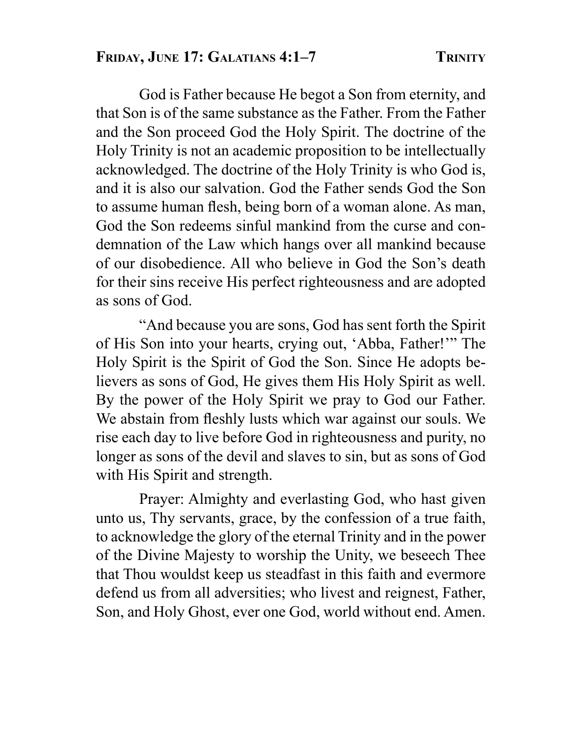## Friday, June 17: Galatians 4:1–7 — Trinity

God is Father because He begot a Son from eternity, and that Son is of the same substance as the Father. From the Father and the Son proceed God the Holy Spirit. The doctrine of the Holy Trinity is not an academic proposition to be intellectually acknowledged. The doctrine of the Holy Trinity is who God is, and it is also our salvation. God the Father sends God the Son to assume human flesh, being born of a woman alone. As man, God the Son redeems sinful mankind from the curse and condemnation of the Law which hangs over all mankind because of our disobedience. All who believe in God the Son's death for their sins receive His perfect righteousness and are adopted as sons of God.

"And because you are sons, God has sent forth the Spirit of His Son into your hearts, crying out, 'Abba, Father!'" The Holy Spirit is the Spirit of God the Son. Since He adopts believers as sons of God, He gives them His Holy Spirit as well. By the power of the Holy Spirit we pray to God our Father. We abstain from fleshly lusts which war against our souls. We rise each day to live before God in righteousness and purity, no longer as sons of the devil and slaves to sin, but as sons of God with His Spirit and strength.

Prayer: Almighty and everlasting God, who hast given unto us, Thy servants, grace, by the confession of a true faith, to acknowledge the glory of the eternal Trinity and in the power of the Divine Majesty to worship the Unity, we beseech Thee that Thou wouldst keep us steadfast in this faith and evermore defend us from all adversities; who livest and reignest, Father, Son, and Holy Ghost, ever one God, world without end. Amen.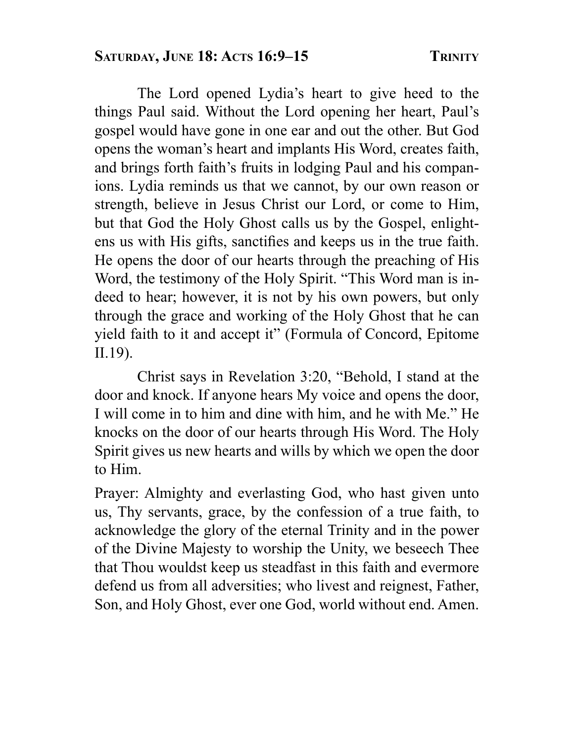## Saturday, June 18: Acts 16:9–15 — Trinity

The Lord opened Lydia's heart to give heed to the things Paul said. Without the Lord opening her heart, Paul's gospel would have gone in one ear and out the other. But God opens the woman's heart and implants His Word, creates faith, and brings forth faith's fruits in lodging Paul and his companions. Lydia reminds us that we cannot, by our own reason or strength, believe in Jesus Christ our Lord, or come to Him, but that God the Holy Ghost calls us by the Gospel, enlightens us with His gifts, sanctifies and keeps us in the true faith. He opens the door of our hearts through the preaching of His Word, the testimony of the Holy Spirit. "This Word man is indeed to hear; however, it is not by his own powers, but only through the grace and working of the Holy Ghost that he can yield faith to it and accept it" (Formula of Concord, Epitome II.19).

Christ says in Revelation 3:20, "Behold, I stand at the door and knock. If anyone hears My voice and opens the door, I will come in to him and dine with him, and he with Me." He knocks on the door of our hearts through His Word. The Holy Spirit gives us new hearts and wills by which we open the door to Him.

Prayer: Almighty and everlasting God, who hast given unto us, Thy servants, grace, by the confession of a true faith, to acknowledge the glory of the eternal Trinity and in the power of the Divine Majesty to worship the Unity, we beseech Thee that Thou wouldst keep us steadfast in this faith and evermore defend us from all adversities; who livest and reignest, Father, Son, and Holy Ghost, ever one God, world without end. Amen.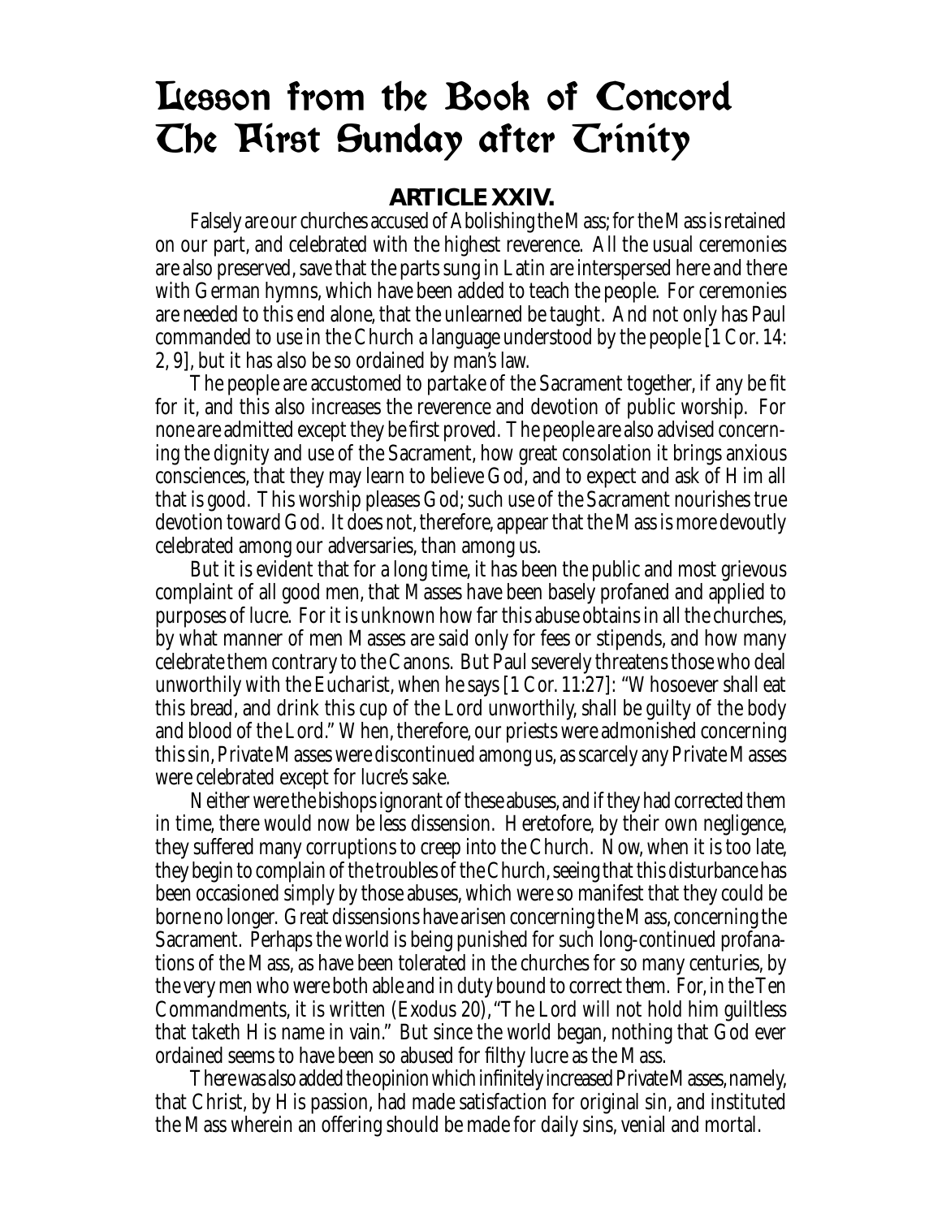# Lesson from the Book of Concord
# The First Sunday after Trinity

### ARTICLE XXIV.

Falsely are our churches accused of Abolishing the Mass; for the Mass is retained on our part, and celebrated with the highest reverence. All the usual ceremonies are also preserved, save that the parts sung in Latin are interspersed here and there with German hymns, which have been added to teach the people. For ceremonies are needed to this end alone, that the unlearned be taught. And not only has Paul commanded to use in the Church a language understood by the people [1 Cor. 14: 2, 9], but it has also be so ordained by man's law.

The people are accustomed to partake of the Sacrament together, if any be fit for it, and this also increases the reverence and devotion of public worship. For none are admitted except they be first proved. The people are also advised concerning the dignity and use of the Sacrament, how great consolation it brings anxious consciences, that they may learn to believe God, and to expect and ask of Him all that is good. This worship pleases God; such use of the Sacrament nourishes true devotion toward God. It does not, therefore, appear that the Mass is more devoutly celebrated among our adversaries, than among us.

But it is evident that for a long time, it has been the public and most grievous complaint of all good men, that Masses have been basely profaned and applied to purposes of lucre. For it is unknown how far this abuse obtains in all the churches, by what manner of men Masses are said only for fees or stipends, and how many celebrate them contrary to the Canons. But Paul severely threatens those who deal unworthily with the Eucharist, when he says [1 Cor. 11:27]: "Whosoever shall eat this bread, and drink this cup of the Lord unworthily, shall be guilty of the body and blood of the Lord." When, therefore, our priests were admonished concerning this sin, Private Masses were discontinued among us, as scarcely any Private Masses were celebrated except for lucre's sake.

Neither were the bishops ignorant of these abuses, and if they had corrected them in time, there would now be less dissension. Heretofore, by their own negligence, they suffered many corruptions to creep into the Church. Now, when it is too late, they begin to complain of the troubles of the Church, seeing that this disturbance has been occasioned simply by those abuses, which were so manifest that they could be borne no longer. Great dissensions have arisen concerning the Mass, concerning the Sacrament. Perhaps the world is being punished for such long-continued profanations of the Mass, as have been tolerated in the churches for so many centuries, by the very men who were both able and in duty bound to correct them. For, in the Ten Commandments, it is written (Exodus 20), "The Lord will not hold him guiltless that taketh His name in vain." But since the world began, nothing that God ever ordained seems to have been so abused for filthy lucre as the Mass.

There was also added the opinion which infinitely increased Private Masses, namely, that Christ, by His passion, had made satisfaction for original sin, and instituted the Mass wherein an offering should be made for daily sins, venial and mortal.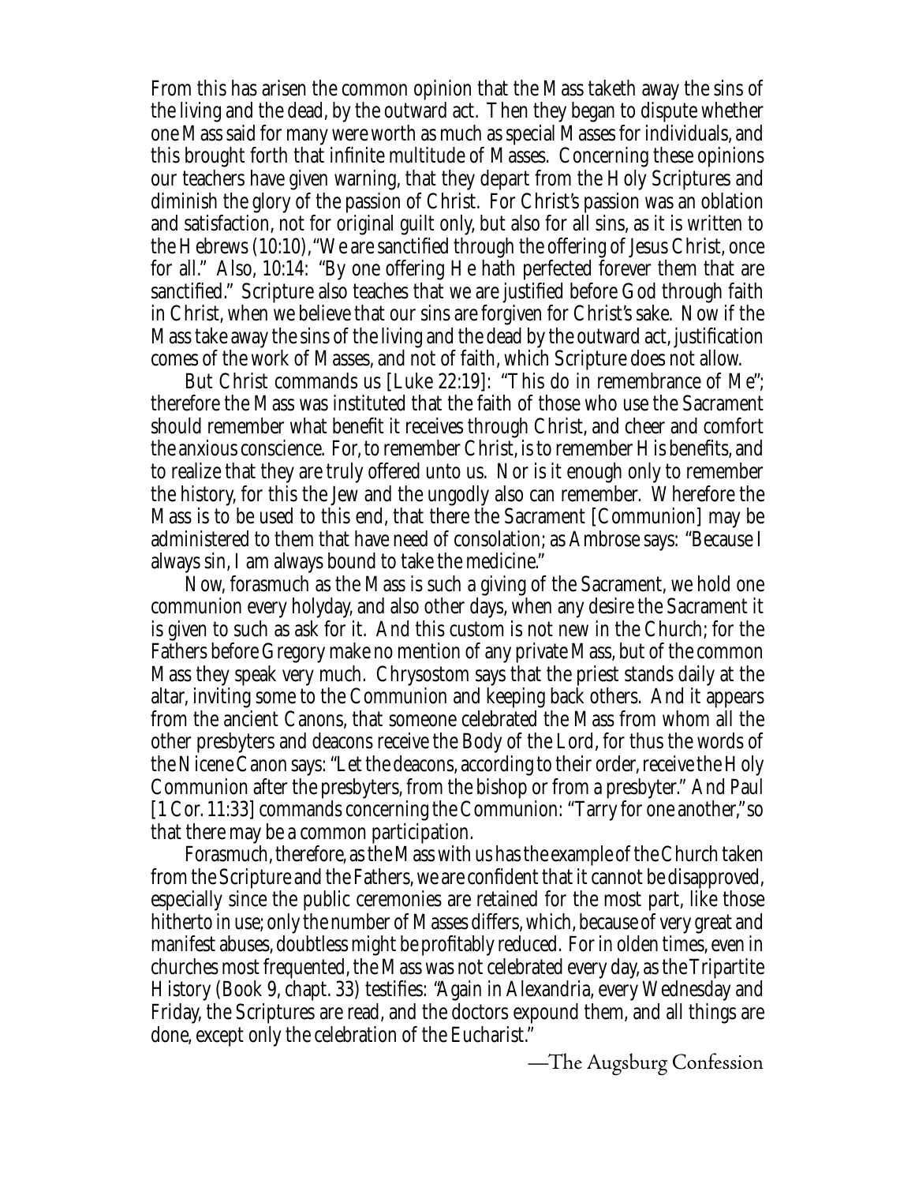From this has arisen the common opinion that the Mass taketh away the sins of the living and the dead, by the outward act. Then they began to dispute whether one Mass said for many were worth as much as special Masses for individuals, and this brought forth that infinite multitude of Masses. Concerning these opinions our teachers have given warning, that they depart from the Holy Scriptures and diminish the glory of the passion of Christ. For Christ's passion was an oblation and satisfaction, not for original guilt only, but also for all sins, as it is written to the Hebrews (10:10), "We are sanctified through the offering of Jesus Christ, once for all." Also, 10:14: "By one offering He hath perfected forever them that are sanctified." Scripture also teaches that we are justified before God through faith in Christ, when we believe that our sins are forgiven for Christ's sake. Now if the Mass take away the sins of the living and the dead by the outward act, justification comes of the work of Masses, and not of faith, which Scripture does not allow.

But Christ commands us [Luke 22:19]: "This do in remembrance of Me"; therefore the Mass was instituted that the faith of those who use the Sacrament should remember what benefit it receives through Christ, and cheer and comfort the anxious conscience. For, to remember Christ, is to remember His benefits, and to realize that they are truly offered unto us. Nor is it enough only to remember the history, for this the Jew and the ungodly also can remember. Wherefore the Mass is to be used to this end, that there the Sacrament [Communion] may be administered to them that have need of consolation; as Ambrose says: "Because I always sin, I am always bound to take the medicine."

Now, forasmuch as the Mass is such a giving of the Sacrament, we hold one communion every holyday, and also other days, when any desire the Sacrament it is given to such as ask for it. And this custom is not new in the Church; for the Fathers before Gregory make no mention of any private Mass, but of the common Mass they speak very much. Chrysostom says that the priest stands daily at the altar, inviting some to the Communion and keeping back others. And it appears from the ancient Canons, that someone celebrated the Mass from whom all the other presbyters and deacons receive the Body of the Lord, for thus the words of the Nicene Canon says: "Let the deacons, according to their order, receive the Holy Communion after the presbyters, from the bishop or from a presbyter." And Paul [1 Cor. 11:33] commands concerning the Communion: "Tarry for one another," so that there may be a common participation.

Forasmuch, therefore, as the Mass with us has the example of the Church taken from the Scripture and the Fathers, we are confident that it cannot be disapproved, especially since the public ceremonies are retained for the most part, like those hitherto in use; only the number of Masses differs, which, because of very great and manifest abuses, doubtless might be profitably reduced. For in olden times, even in churches most frequented, the Mass was not celebrated every day, as the Tripartite History (Book 9, chapt. 33) testifies: "Again in Alexandria, every Wednesday and Friday, the Scriptures are read, and the doctors expound them, and all things are done, except only the celebration of the Eucharist."

—The Augsburg Confession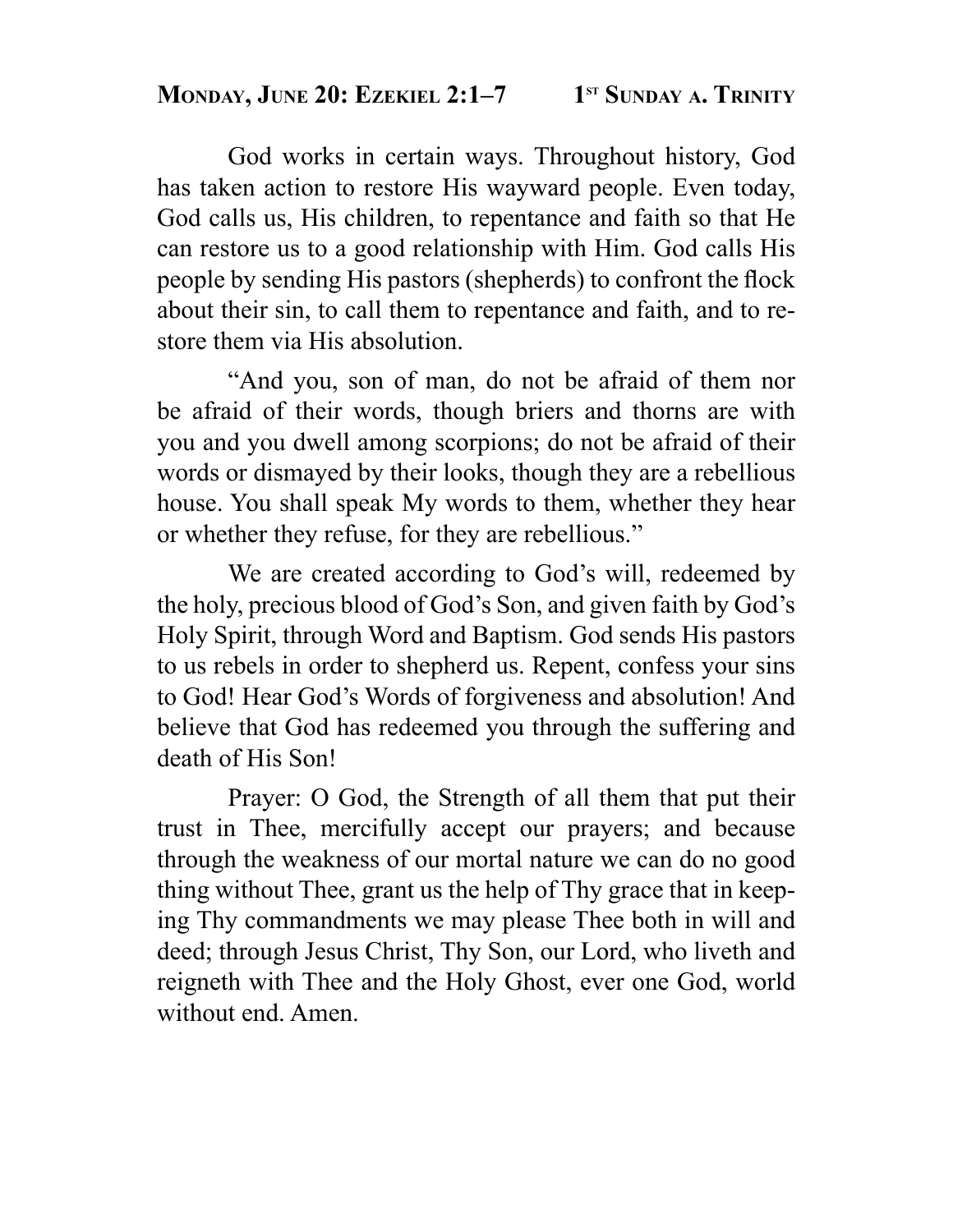## Monday, June 20: Ezekiel 2:1–7 — 1st Sunday a. Trinity

God works in certain ways. Throughout history, God has taken action to restore His wayward people. Even today, God calls us, His children, to repentance and faith so that He can restore us to a good relationship with Him. God calls His people by sending His pastors (shepherds) to confront the flock about their sin, to call them to repentance and faith, and to restore them via His absolution.

"And you, son of man, do not be afraid of them nor be afraid of their words, though briers and thorns are with you and you dwell among scorpions; do not be afraid of their words or dismayed by their looks, though they are a rebellious house. You shall speak My words to them, whether they hear or whether they refuse, for they are rebellious."

We are created according to God's will, redeemed by the holy, precious blood of God's Son, and given faith by God's Holy Spirit, through Word and Baptism. God sends His pastors to us rebels in order to shepherd us. Repent, confess your sins to God! Hear God's Words of forgiveness and absolution! And believe that God has redeemed you through the suffering and death of His Son!

Prayer: O God, the Strength of all them that put their trust in Thee, mercifully accept our prayers; and because through the weakness of our mortal nature we can do no good thing without Thee, grant us the help of Thy grace that in keeping Thy commandments we may please Thee both in will and deed; through Jesus Christ, Thy Son, our Lord, who liveth and reigneth with Thee and the Holy Ghost, ever one God, world without end. Amen.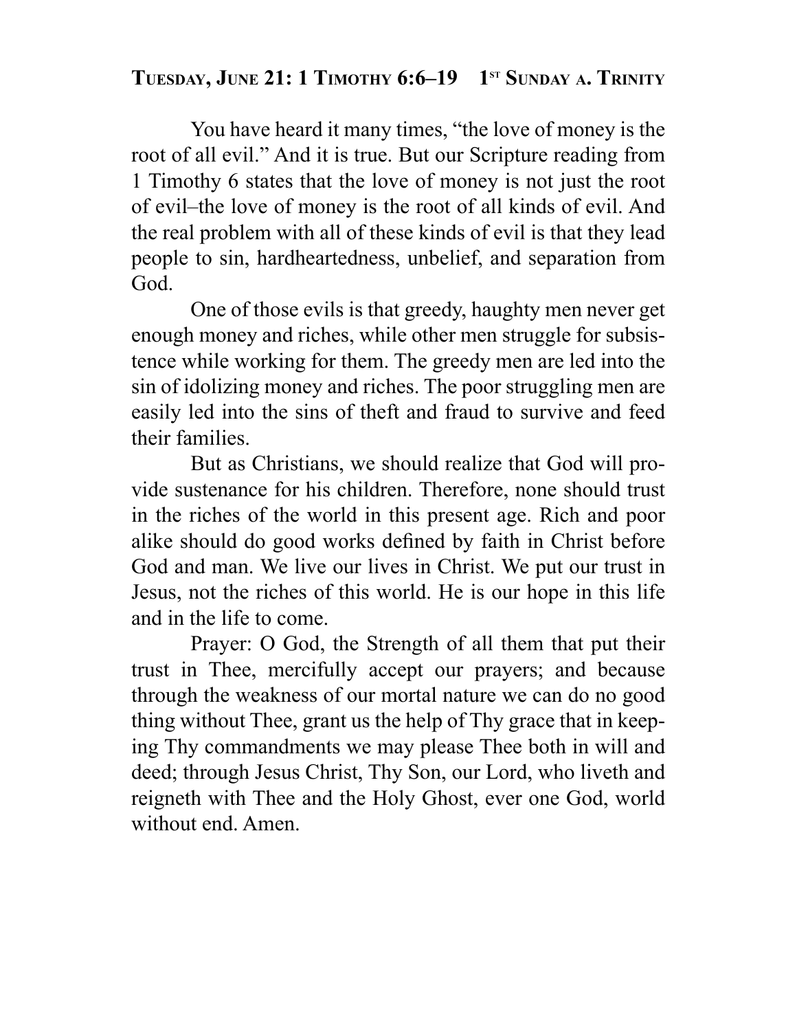## Tuesday, June 21: 1 Timothy 6:6–19 1st Sunday a. Trinity

You have heard it many times, "the love of money is the root of all evil." And it is true. But our Scripture reading from 1 Timothy 6 states that the love of money is not just the root of evil–the love of money is the root of all kinds of evil. And the real problem with all of these kinds of evil is that they lead people to sin, hardheartedness, unbelief, and separation from God.

One of those evils is that greedy, haughty men never get enough money and riches, while other men struggle for subsistence while working for them. The greedy men are led into the sin of idolizing money and riches. The poor struggling men are easily led into the sins of theft and fraud to survive and feed their families.

But as Christians, we should realize that God will provide sustenance for his children. Therefore, none should trust in the riches of the world in this present age. Rich and poor alike should do good works defined by faith in Christ before God and man. We live our lives in Christ. We put our trust in Jesus, not the riches of this world. He is our hope in this life and in the life to come.

Prayer: O God, the Strength of all them that put their trust in Thee, mercifully accept our prayers; and because through the weakness of our mortal nature we can do no good thing without Thee, grant us the help of Thy grace that in keeping Thy commandments we may please Thee both in will and deed; through Jesus Christ, Thy Son, our Lord, who liveth and reigneth with Thee and the Holy Ghost, ever one God, world without end. Amen.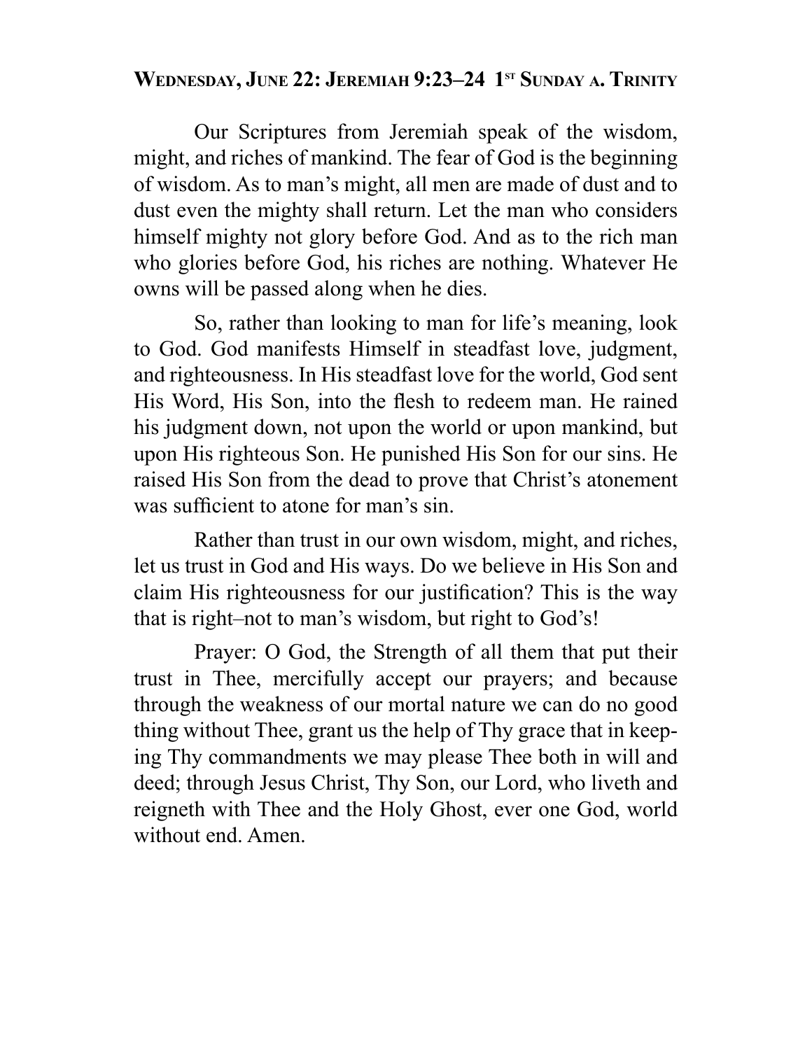## Wednesday, June 22: Jeremiah 9:23–24 1st Sunday a. Trinity

Our Scriptures from Jeremiah speak of the wisdom, might, and riches of mankind. The fear of God is the beginning of wisdom. As to man's might, all men are made of dust and to dust even the mighty shall return. Let the man who considers himself mighty not glory before God. And as to the rich man who glories before God, his riches are nothing. Whatever He owns will be passed along when he dies.

So, rather than looking to man for life's meaning, look to God. God manifests Himself in steadfast love, judgment, and righteousness. In His steadfast love for the world, God sent His Word, His Son, into the flesh to redeem man. He rained his judgment down, not upon the world or upon mankind, but upon His righteous Son. He punished His Son for our sins. He raised His Son from the dead to prove that Christ's atonement was sufficient to atone for man's sin.

Rather than trust in our own wisdom, might, and riches, let us trust in God and His ways. Do we believe in His Son and claim His righteousness for our justification? This is the way that is right–not to man's wisdom, but right to God's!

Prayer: O God, the Strength of all them that put their trust in Thee, mercifully accept our prayers; and because through the weakness of our mortal nature we can do no good thing without Thee, grant us the help of Thy grace that in keeping Thy commandments we may please Thee both in will and deed; through Jesus Christ, Thy Son, our Lord, who liveth and reigneth with Thee and the Holy Ghost, ever one God, world without end. Amen.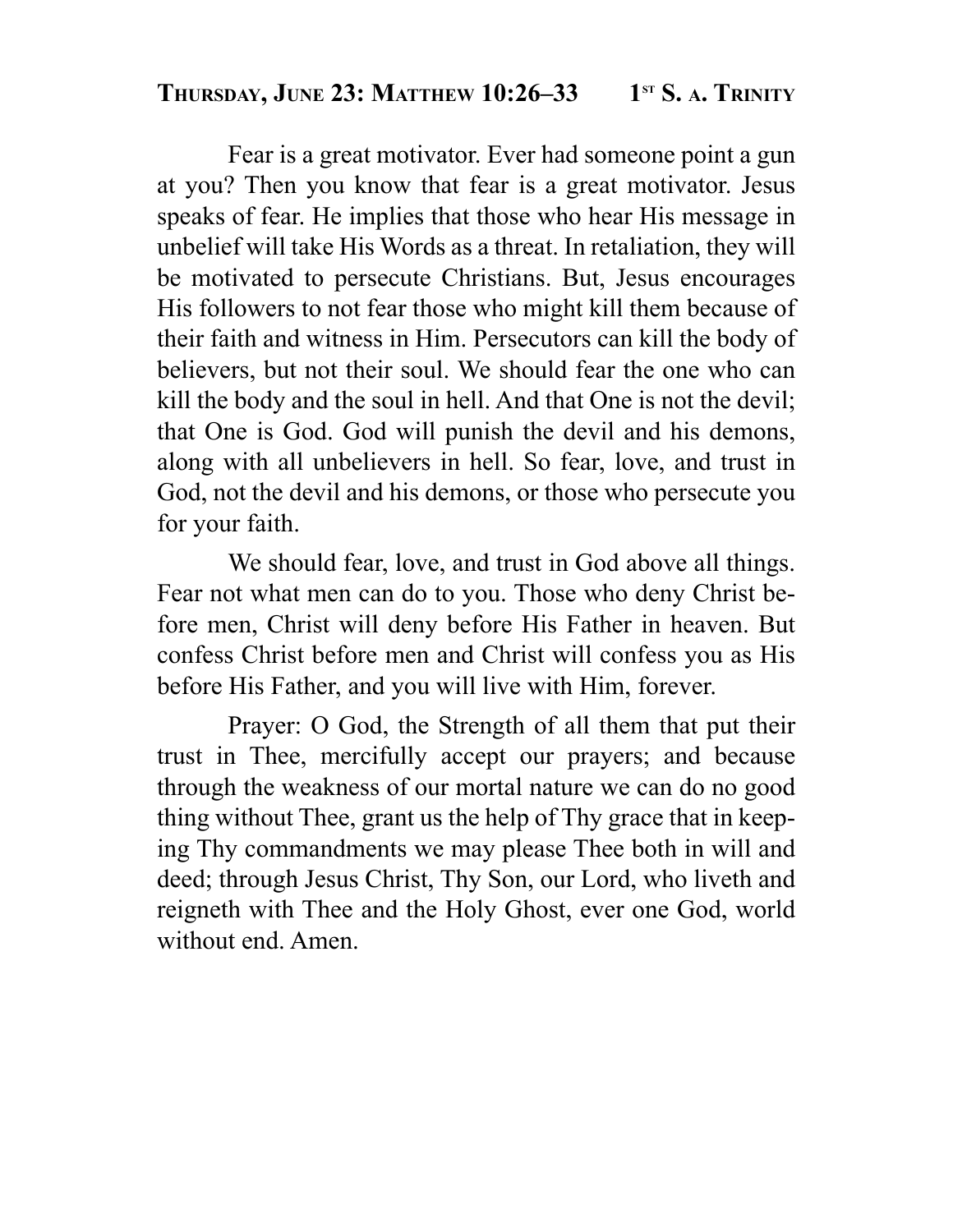## THURSDAY, JUNE 23: MATTHEW 10:26–33 1ST S. A. TRINITY

Fear is a great motivator. Ever had someone point a gun at you? Then you know that fear is a great motivator. Jesus speaks of fear. He implies that those who hear His message in unbelief will take His Words as a threat. In retaliation, they will be motivated to persecute Christians. But, Jesus encourages His followers to not fear those who might kill them because of their faith and witness in Him. Persecutors can kill the body of believers, but not their soul. We should fear the one who can kill the body and the soul in hell. And that One is not the devil; that One is God. God will punish the devil and his demons, along with all unbelievers in hell. So fear, love, and trust in God, not the devil and his demons, or those who persecute you for your faith.

We should fear, love, and trust in God above all things. Fear not what men can do to you. Those who deny Christ before men, Christ will deny before His Father in heaven. But confess Christ before men and Christ will confess you as His before His Father, and you will live with Him, forever.

Prayer: O God, the Strength of all them that put their trust in Thee, mercifully accept our prayers; and because through the weakness of our mortal nature we can do no good thing without Thee, grant us the help of Thy grace that in keeping Thy commandments we may please Thee both in will and deed; through Jesus Christ, Thy Son, our Lord, who liveth and reigneth with Thee and the Holy Ghost, ever one God, world without end. Amen.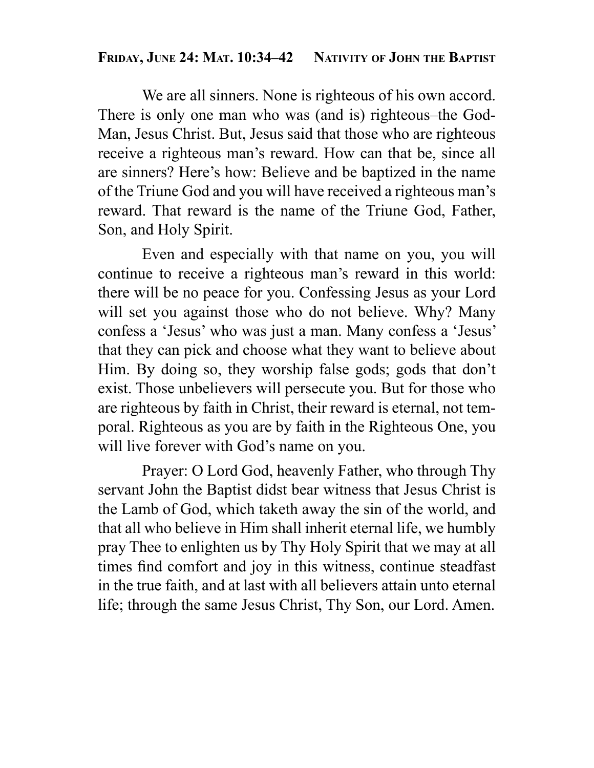**Friday, June 24: Mat. 10:34–42 Nativity of John the Baptist**

We are all sinners. None is righteous of his own accord. There is only one man who was (and is) righteous–the God-Man, Jesus Christ. But, Jesus said that those who are righteous receive a righteous man's reward. How can that be, since all are sinners? Here's how: Believe and be baptized in the name of the Triune God and you will have received a righteous man's reward. That reward is the name of the Triune God, Father, Son, and Holy Spirit.

Even and especially with that name on you, you will continue to receive a righteous man's reward in this world: there will be no peace for you. Confessing Jesus as your Lord will set you against those who do not believe. Why? Many confess a 'Jesus' who was just a man. Many confess a 'Jesus' that they can pick and choose what they want to believe about Him. By doing so, they worship false gods; gods that don't exist. Those unbelievers will persecute you. But for those who are righteous by faith in Christ, their reward is eternal, not temporal. Righteous as you are by faith in the Righteous One, you will live forever with God's name on you.

Prayer: O Lord God, heavenly Father, who through Thy servant John the Baptist didst bear witness that Jesus Christ is the Lamb of God, which taketh away the sin of the world, and that all who believe in Him shall inherit eternal life, we humbly pray Thee to enlighten us by Thy Holy Spirit that we may at all times find comfort and joy in this witness, continue steadfast in the true faith, and at last with all believers attain unto eternal life; through the same Jesus Christ, Thy Son, our Lord. Amen.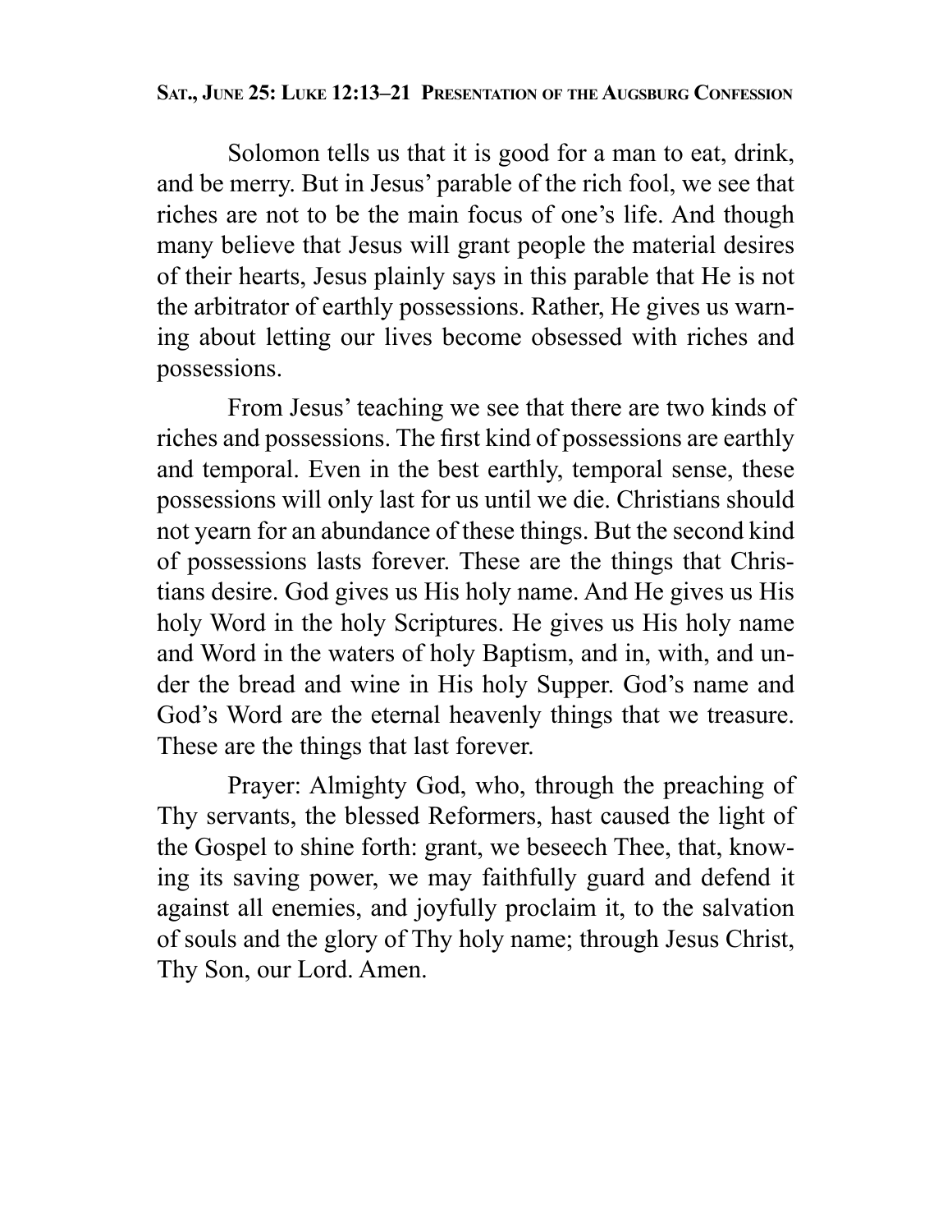**Sat., June 25: Luke 12:13–21 Presentation of the Augsburg Confession**

Solomon tells us that it is good for a man to eat, drink, and be merry. But in Jesus' parable of the rich fool, we see that riches are not to be the main focus of one's life. And though many believe that Jesus will grant people the material desires of their hearts, Jesus plainly says in this parable that He is not the arbitrator of earthly possessions. Rather, He gives us warning about letting our lives become obsessed with riches and possessions.

From Jesus' teaching we see that there are two kinds of riches and possessions. The first kind of possessions are earthly and temporal. Even in the best earthly, temporal sense, these possessions will only last for us until we die. Christians should not yearn for an abundance of these things. But the second kind of possessions lasts forever. These are the things that Christians desire. God gives us His holy name. And He gives us His holy Word in the holy Scriptures. He gives us His holy name and Word in the waters of holy Baptism, and in, with, and under the bread and wine in His holy Supper. God's name and God's Word are the eternal heavenly things that we treasure. These are the things that last forever.

Prayer: Almighty God, who, through the preaching of Thy servants, the blessed Reformers, hast caused the light of the Gospel to shine forth: grant, we beseech Thee, that, knowing its saving power, we may faithfully guard and defend it against all enemies, and joyfully proclaim it, to the salvation of souls and the glory of Thy holy name; through Jesus Christ, Thy Son, our Lord. Amen.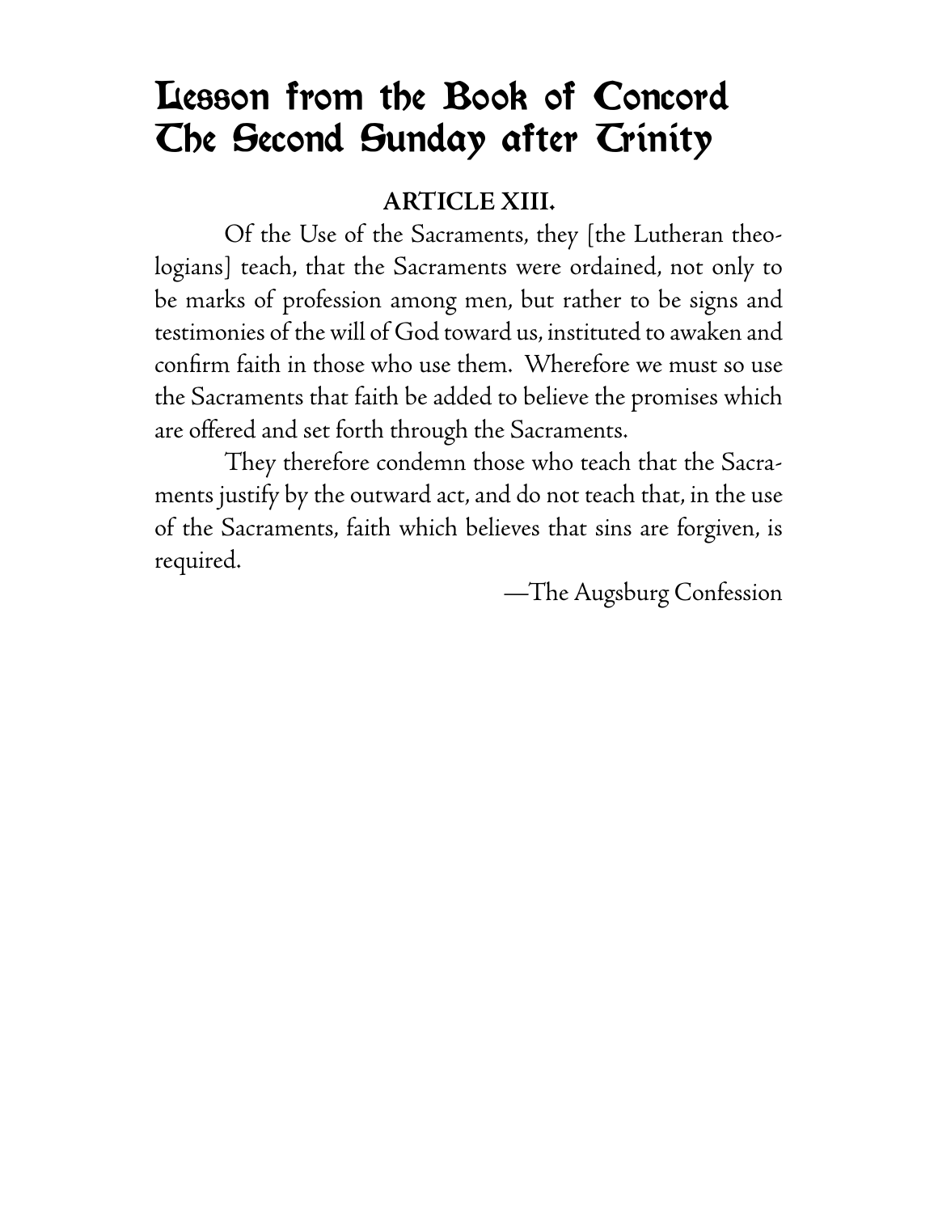# Lesson from the Book of Concord
# The Second Sunday after Trinity

**ARTICLE XIII.**

Of the Use of the Sacraments, they [the Lutheran theologians] teach, that the Sacraments were ordained, not only to be marks of profession among men, but rather to be signs and testimonies of the will of God toward us, instituted to awaken and confirm faith in those who use them. Wherefore we must so use the Sacraments that faith be added to believe the promises which are offered and set forth through the Sacraments.

They therefore condemn those who teach that the Sacraments justify by the outward act, and do not teach that, in the use of the Sacraments, faith which believes that sins are forgiven, is required.

—The Augsburg Confession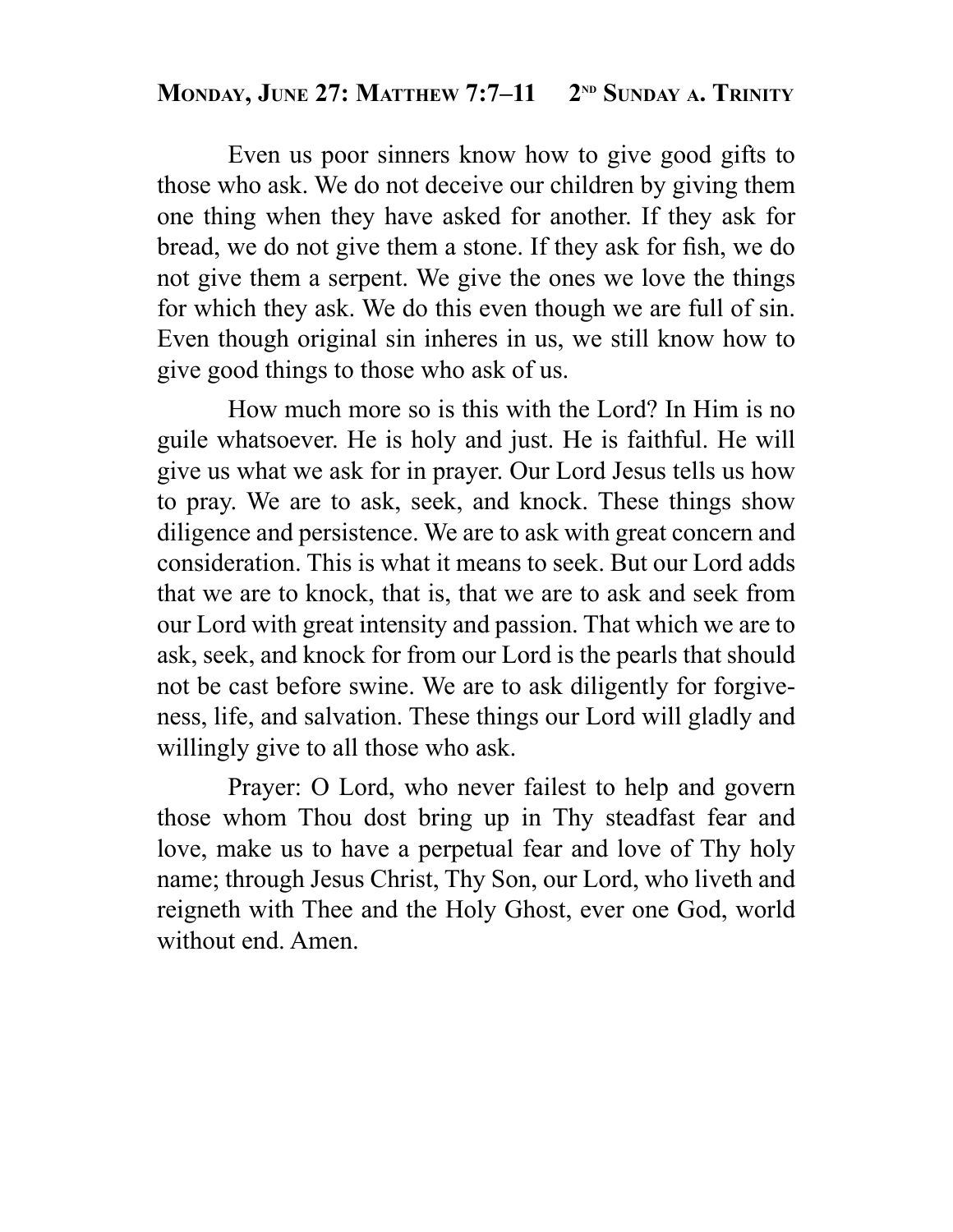## Monday, June 27: Matthew 7:7–11 2nd Sunday a. Trinity

Even us poor sinners know how to give good gifts to those who ask. We do not deceive our children by giving them one thing when they have asked for another. If they ask for bread, we do not give them a stone. If they ask for fish, we do not give them a serpent. We give the ones we love the things for which they ask. We do this even though we are full of sin. Even though original sin inheres in us, we still know how to give good things to those who ask of us.

How much more so is this with the Lord? In Him is no guile whatsoever. He is holy and just. He is faithful. He will give us what we ask for in prayer. Our Lord Jesus tells us how to pray. We are to ask, seek, and knock. These things show diligence and persistence. We are to ask with great concern and consideration. This is what it means to seek. But our Lord adds that we are to knock, that is, that we are to ask and seek from our Lord with great intensity and passion. That which we are to ask, seek, and knock for from our Lord is the pearls that should not be cast before swine. We are to ask diligently for forgiveness, life, and salvation. These things our Lord will gladly and willingly give to all those who ask.

Prayer: O Lord, who never failest to help and govern those whom Thou dost bring up in Thy steadfast fear and love, make us to have a perpetual fear and love of Thy holy name; through Jesus Christ, Thy Son, our Lord, who liveth and reigneth with Thee and the Holy Ghost, ever one God, world without end. Amen.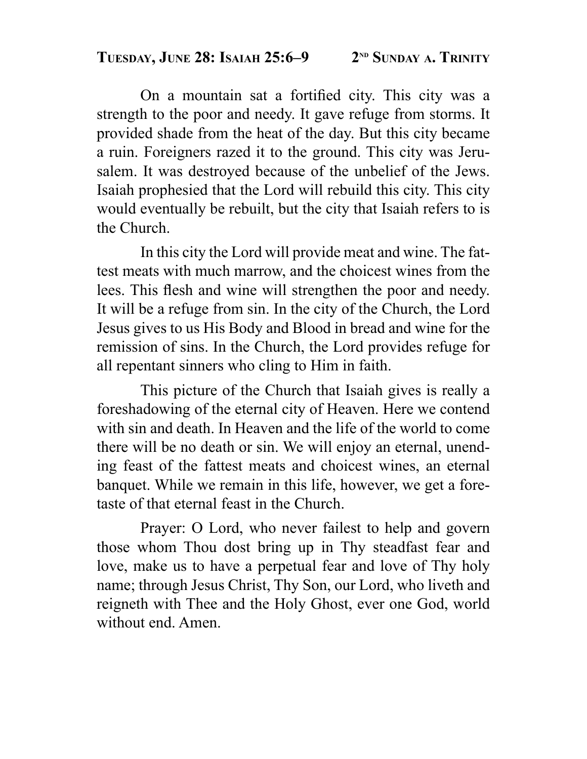## Tuesday, June 28: Isaiah 25:6–9 — 2nd Sunday a. Trinity

On a mountain sat a fortified city. This city was a strength to the poor and needy. It gave refuge from storms. It provided shade from the heat of the day. But this city became a ruin. Foreigners razed it to the ground. This city was Jerusalem. It was destroyed because of the unbelief of the Jews. Isaiah prophesied that the Lord will rebuild this city. This city would eventually be rebuilt, but the city that Isaiah refers to is the Church.

In this city the Lord will provide meat and wine. The fattest meats with much marrow, and the choicest wines from the lees. This flesh and wine will strengthen the poor and needy. It will be a refuge from sin. In the city of the Church, the Lord Jesus gives to us His Body and Blood in bread and wine for the remission of sins. In the Church, the Lord provides refuge for all repentant sinners who cling to Him in faith.

This picture of the Church that Isaiah gives is really a foreshadowing of the eternal city of Heaven. Here we contend with sin and death. In Heaven and the life of the world to come there will be no death or sin. We will enjoy an eternal, unending feast of the fattest meats and choicest wines, an eternal banquet. While we remain in this life, however, we get a foretaste of that eternal feast in the Church.

Prayer: O Lord, who never failest to help and govern those whom Thou dost bring up in Thy steadfast fear and love, make us to have a perpetual fear and love of Thy holy name; through Jesus Christ, Thy Son, our Lord, who liveth and reigneth with Thee and the Holy Ghost, ever one God, world without end. Amen.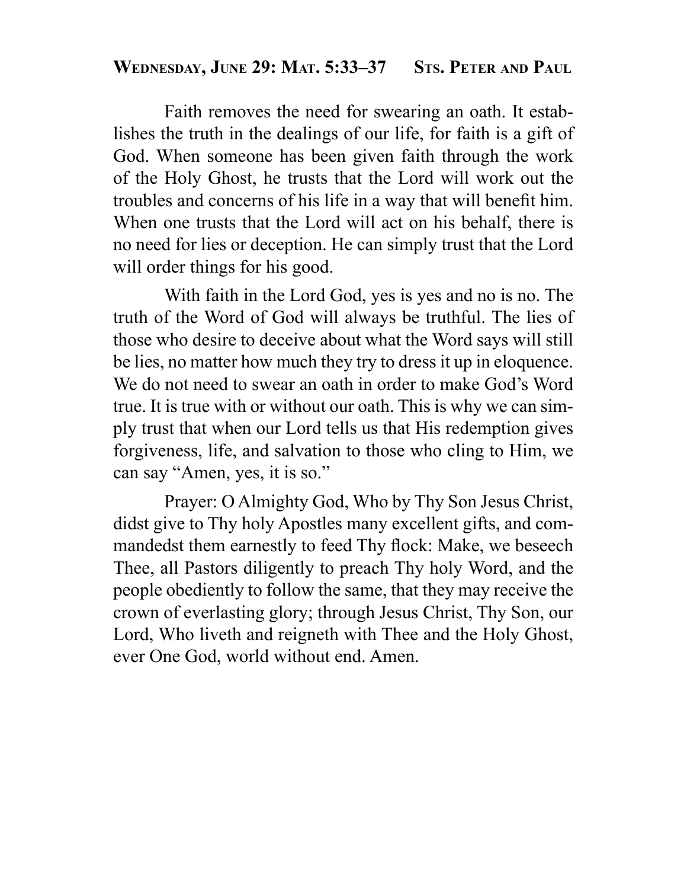## Wednesday, June 29: Mat. 5:33–37 Sts. Peter and Paul

Faith removes the need for swearing an oath. It establishes the truth in the dealings of our life, for faith is a gift of God. When someone has been given faith through the work of the Holy Ghost, he trusts that the Lord will work out the troubles and concerns of his life in a way that will benefit him. When one trusts that the Lord will act on his behalf, there is no need for lies or deception. He can simply trust that the Lord will order things for his good.

With faith in the Lord God, yes is yes and no is no. The truth of the Word of God will always be truthful. The lies of those who desire to deceive about what the Word says will still be lies, no matter how much they try to dress it up in eloquence. We do not need to swear an oath in order to make God's Word true. It is true with or without our oath. This is why we can simply trust that when our Lord tells us that His redemption gives forgiveness, life, and salvation to those who cling to Him, we can say "Amen, yes, it is so."

Prayer: O Almighty God, Who by Thy Son Jesus Christ, didst give to Thy holy Apostles many excellent gifts, and commandedst them earnestly to feed Thy flock: Make, we beseech Thee, all Pastors diligently to preach Thy holy Word, and the people obediently to follow the same, that they may receive the crown of everlasting glory; through Jesus Christ, Thy Son, our Lord, Who liveth and reigneth with Thee and the Holy Ghost, ever One God, world without end. Amen.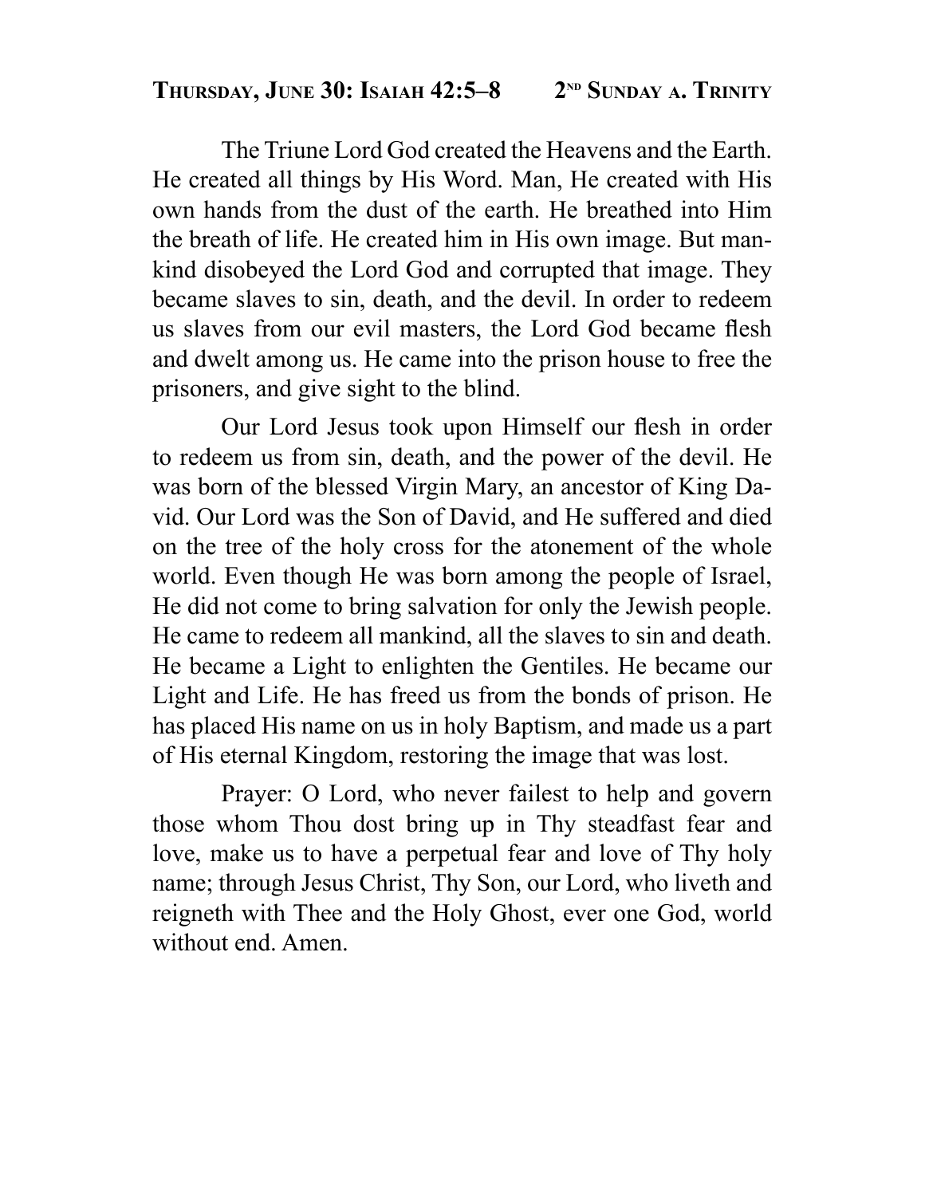## **THURSDAY, JUNE 30: ISAIAH 42:5–8 2ND SUNDAY A. TRINITY**

The Triune Lord God created the Heavens and the Earth. He created all things by His Word. Man, He created with His own hands from the dust of the earth. He breathed into Him the breath of life. He created him in His own image. But mankind disobeyed the Lord God and corrupted that image. They became slaves to sin, death, and the devil. In order to redeem us slaves from our evil masters, the Lord God became flesh and dwelt among us. He came into the prison house to free the prisoners, and give sight to the blind.

Our Lord Jesus took upon Himself our flesh in order to redeem us from sin, death, and the power of the devil. He was born of the blessed Virgin Mary, an ancestor of King David. Our Lord was the Son of David, and He suffered and died on the tree of the holy cross for the atonement of the whole world. Even though He was born among the people of Israel, He did not come to bring salvation for only the Jewish people. He came to redeem all mankind, all the slaves to sin and death. He became a Light to enlighten the Gentiles. He became our Light and Life. He has freed us from the bonds of prison. He has placed His name on us in holy Baptism, and made us a part of His eternal Kingdom, restoring the image that was lost.

Prayer: O Lord, who never failest to help and govern those whom Thou dost bring up in Thy steadfast fear and love, make us to have a perpetual fear and love of Thy holy name; through Jesus Christ, Thy Son, our Lord, who liveth and reigneth with Thee and the Holy Ghost, ever one God, world without end. Amen.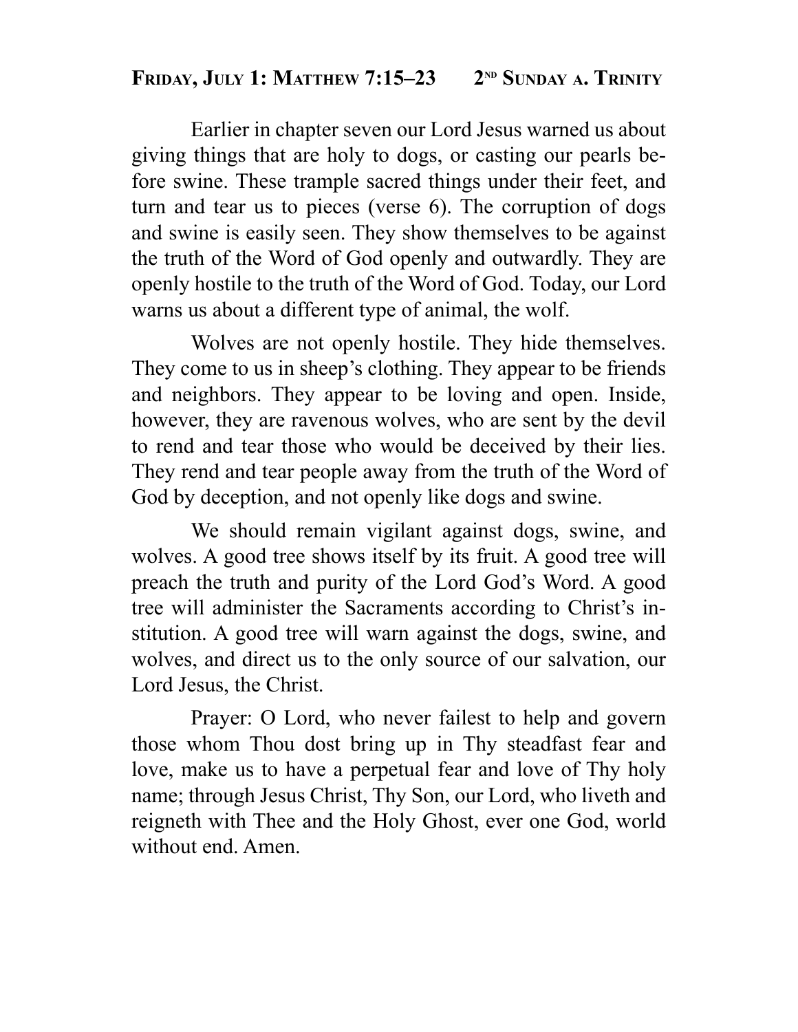## Friday, July 1: Matthew 7:15–23 2nd Sunday a. Trinity

Earlier in chapter seven our Lord Jesus warned us about giving things that are holy to dogs, or casting our pearls before swine. These trample sacred things under their feet, and turn and tear us to pieces (verse 6). The corruption of dogs and swine is easily seen. They show themselves to be against the truth of the Word of God openly and outwardly. They are openly hostile to the truth of the Word of God. Today, our Lord warns us about a different type of animal, the wolf.

Wolves are not openly hostile. They hide themselves. They come to us in sheep's clothing. They appear to be friends and neighbors. They appear to be loving and open. Inside, however, they are ravenous wolves, who are sent by the devil to rend and tear those who would be deceived by their lies. They rend and tear people away from the truth of the Word of God by deception, and not openly like dogs and swine.

We should remain vigilant against dogs, swine, and wolves. A good tree shows itself by its fruit. A good tree will preach the truth and purity of the Lord God's Word. A good tree will administer the Sacraments according to Christ's institution. A good tree will warn against the dogs, swine, and wolves, and direct us to the only source of our salvation, our Lord Jesus, the Christ.

Prayer: O Lord, who never failest to help and govern those whom Thou dost bring up in Thy steadfast fear and love, make us to have a perpetual fear and love of Thy holy name; through Jesus Christ, Thy Son, our Lord, who liveth and reigneth with Thee and the Holy Ghost, ever one God, world without end. Amen.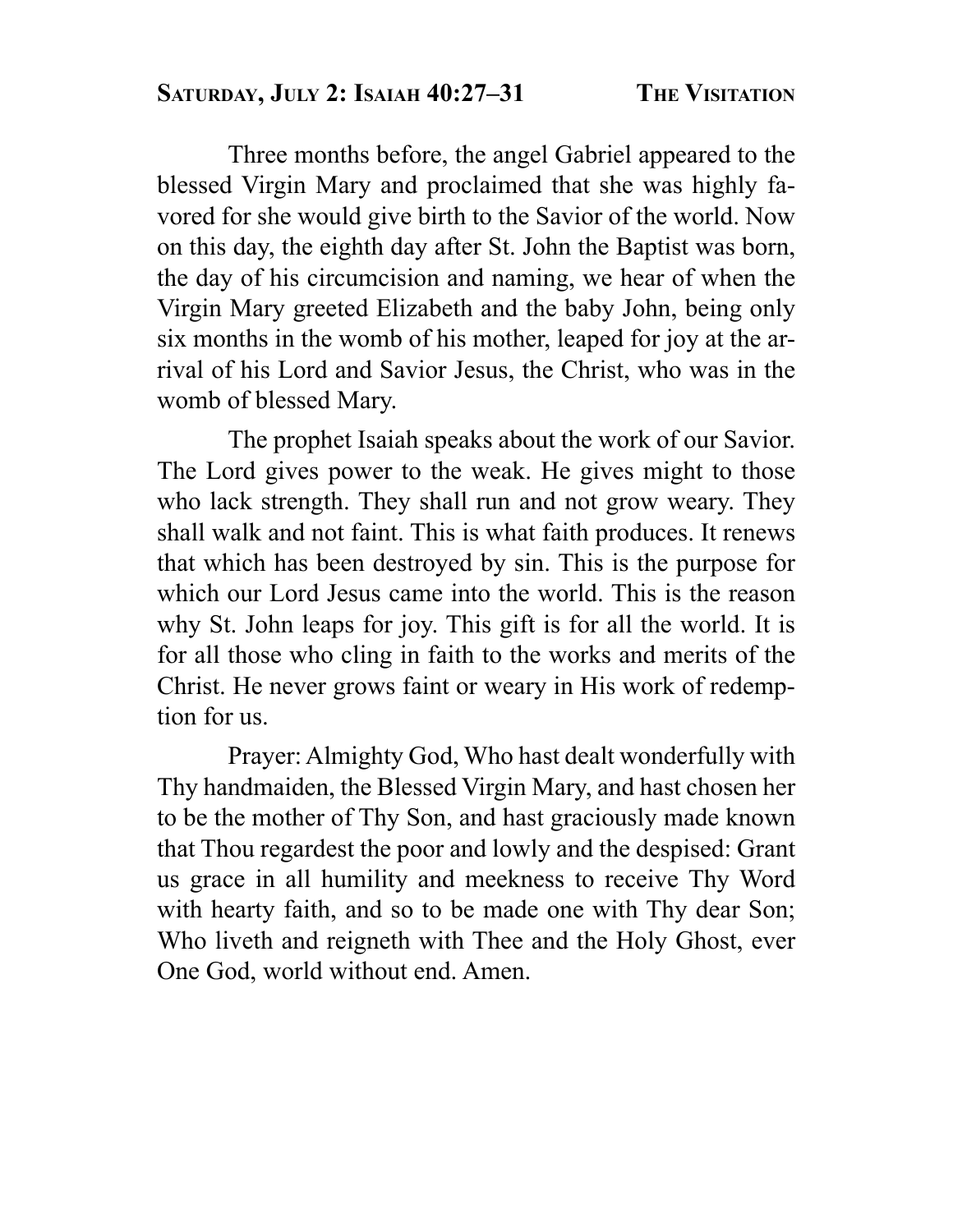## Saturday, July 2: Isaiah 40:27–31 — The Visitation

Three months before, the angel Gabriel appeared to the blessed Virgin Mary and proclaimed that she was highly favored for she would give birth to the Savior of the world. Now on this day, the eighth day after St. John the Baptist was born, the day of his circumcision and naming, we hear of when the Virgin Mary greeted Elizabeth and the baby John, being only six months in the womb of his mother, leaped for joy at the arrival of his Lord and Savior Jesus, the Christ, who was in the womb of blessed Mary.

The prophet Isaiah speaks about the work of our Savior. The Lord gives power to the weak. He gives might to those who lack strength. They shall run and not grow weary. They shall walk and not faint. This is what faith produces. It renews that which has been destroyed by sin. This is the purpose for which our Lord Jesus came into the world. This is the reason why St. John leaps for joy. This gift is for all the world. It is for all those who cling in faith to the works and merits of the Christ. He never grows faint or weary in His work of redemption for us.

Prayer: Almighty God, Who hast dealt wonderfully with Thy handmaiden, the Blessed Virgin Mary, and hast chosen her to be the mother of Thy Son, and hast graciously made known that Thou regardest the poor and lowly and the despised: Grant us grace in all humility and meekness to receive Thy Word with hearty faith, and so to be made one with Thy dear Son; Who liveth and reigneth with Thee and the Holy Ghost, ever One God, world without end. Amen.